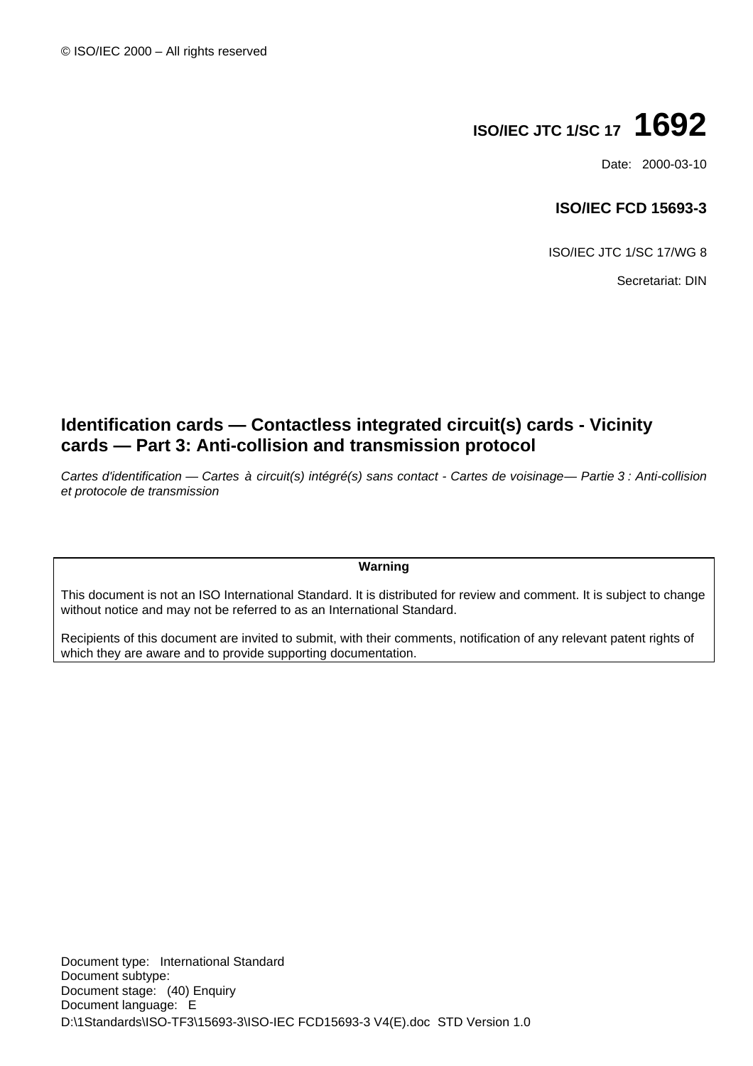© ISO/IEC 2000 – All rights reserved

**ISO/IEC JTC 1/SC 17 1692**

Date: 2000-03-10

**ISO/IEC FCD 15693-3**

ISO/IEC JTC 1/SC 17/WG 8

Secretariat: DIN

# Identification cards — Contactless integrated circuit(s) cards - Vicinity cards — Part 3: Anti-collision and transmission protocol

*Cartes d'identification — Cartes à circuit(s) intégré(s) sans contact - Cartes de voisinage— Partie 3 : Anti-collision et protocole de transmission*

| **Warning** |
|---|
| This document is not an ISO International Standard. It is distributed for review and comment. It is subject to change without notice and may not be referred to as an International Standard.<br><br>Recipients of this document are invited to submit, with their comments, notification of any relevant patent rights of which they are aware and to provide supporting documentation. |

Document type: International Standard
Document subtype:
Document stage: (40) Enquiry
Document language: E
D:\1Standards\ISO-TF3\15693-3\ISO-IEC FCD15693-3 V4(E).doc STD Version 1.0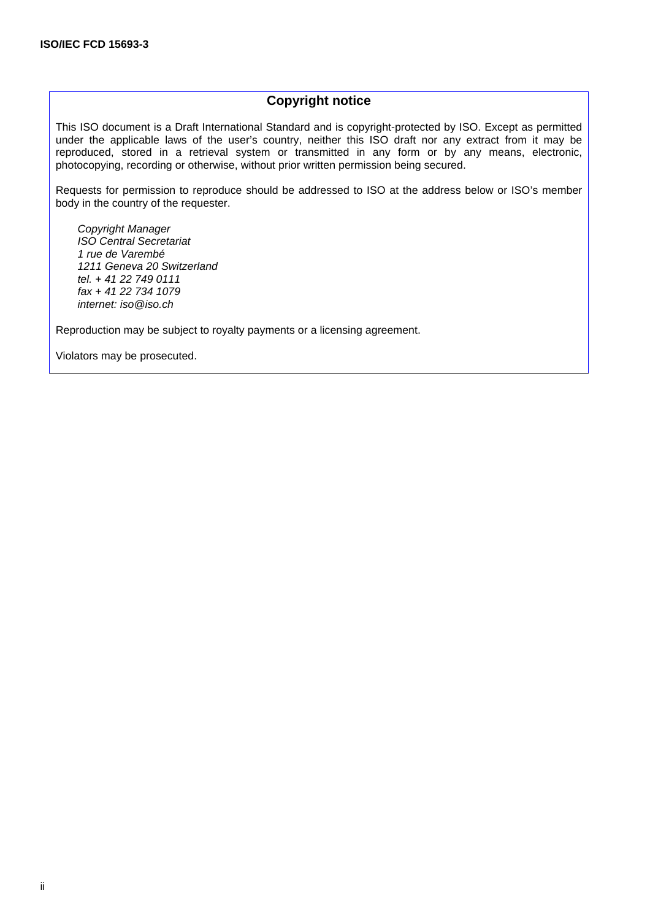## Copyright notice

This ISO document is a Draft International Standard and is copyright-protected by ISO. Except as permitted under the applicable laws of the user's country, neither this ISO draft nor any extract from it may be reproduced, stored in a retrieval system or transmitted in any form or by any means, electronic, photocopying, recording or otherwise, without prior written permission being secured.

Requests for permission to reproduce should be addressed to ISO at the address below or ISO's member body in the country of the requester.

*Copyright Manager*
*ISO Central Secretariat*
*1 rue de Varembé*
*1211 Geneva 20 Switzerland*
*tel. + 41 22 749 0111*
*fax + 41 22 734 1079*
*internet: iso@iso.ch*

Reproduction may be subject to royalty payments or a licensing agreement.

Violators may be prosecuted.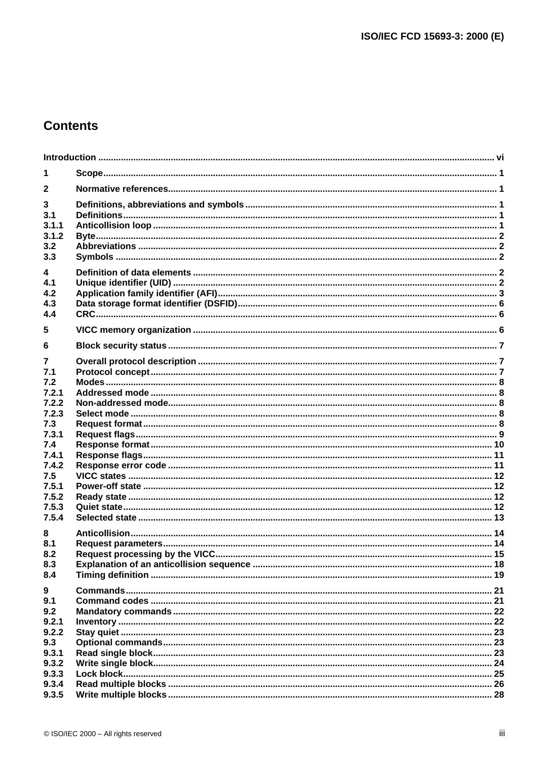# Contents

Introduction ..... vi

1 Scope ..... 1

2 Normative references ..... 1

3 Definitions, abbreviations and symbols ..... 1
3.1 Definitions ..... 1
3.1.1 Anticollision loop ..... 1
3.1.2 Byte ..... 2
3.2 Abbreviations ..... 2
3.3 Symbols ..... 2

4 Definition of data elements ..... 2
4.1 Unique identifier (UID) ..... 2
4.2 Application family identifier (AFI) ..... 3
4.3 Data storage format identifier (DSFID) ..... 6
4.4 CRC ..... 6

5 VICC memory organization ..... 6

6 Block security status ..... 7

7 Overall protocol description ..... 7
7.1 Protocol concept ..... 7
7.2 Modes ..... 8
7.2.1 Addressed mode ..... 8
7.2.2 Non-addressed mode ..... 8
7.2.3 Select mode ..... 8
7.3 Request format ..... 8
7.3.1 Request flags ..... 9
7.4 Response format ..... 10
7.4.1 Response flags ..... 11
7.4.2 Response error code ..... 11
7.5 VICC states ..... 12
7.5.1 Power-off state ..... 12
7.5.2 Ready state ..... 12
7.5.3 Quiet state ..... 12
7.5.4 Selected state ..... 13

8 Anticollision ..... 14
8.1 Request parameters ..... 14
8.2 Request processing by the VICC ..... 15
8.3 Explanation of an anticollision sequence ..... 18
8.4 Timing definition ..... 19

9 Commands ..... 21
9.1 Command codes ..... 21
9.2 Mandatory commands ..... 22
9.2.1 Inventory ..... 22
9.2.2 Stay quiet ..... 23
9.3 Optional commands ..... 23
9.3.1 Read single block ..... 23
9.3.2 Write single block ..... 24
9.3.3 Lock block ..... 25
9.3.4 Read multiple blocks ..... 26
9.3.5 Write multiple blocks ..... 28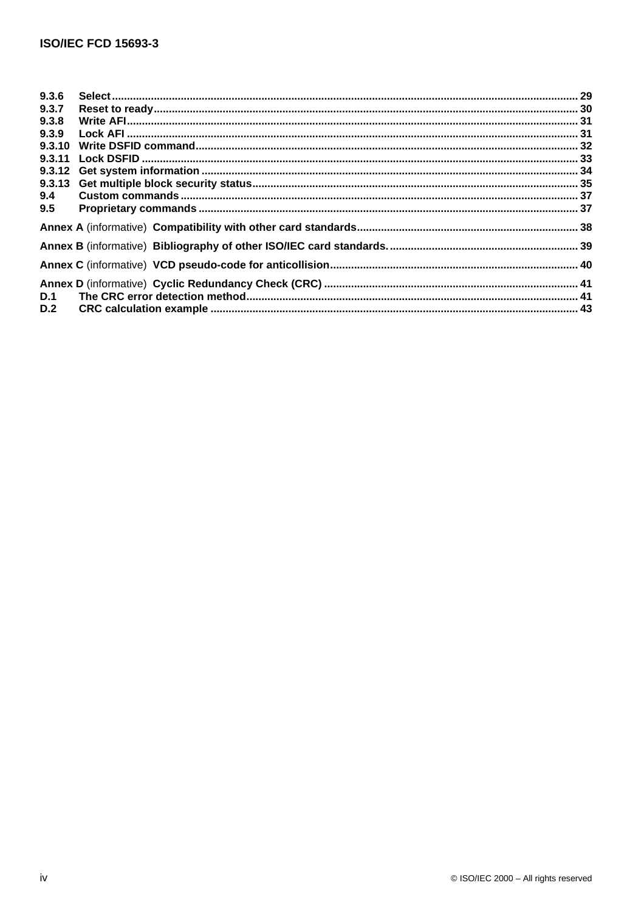9.3.6 Select ........................................................................................................................................ 29
9.3.7 Reset to ready .......................................................................................................................... 30
9.3.8 Write AFI ................................................................................................................................... 31
9.3.9 Lock AFI .................................................................................................................................... 31
9.3.10 Write DSFID command ............................................................................................................ 32
9.3.11 Lock DSFID .............................................................................................................................. 33
9.3.12 Get system information ........................................................................................................... 34
9.3.13 Get multiple block security status .......................................................................................... 35
9.4 Custom commands ................................................................................................................. 37
9.5 Proprietary commands ............................................................................................................ 37

**Annex A** (informative) **Compatibility with other card standards** ........................................................ 38

**Annex B** (informative) **Bibliography of other ISO/IEC card standards.** ............................................. 39

**Annex C** (informative) **VCD pseudo-code for anticollision** ................................................................. 40

**Annex D** (informative) **Cyclic Redundancy Check (CRC)** .................................................................. 41
D.1 The CRC error detection method ............................................................................................ 41
D.2 CRC calculation example ........................................................................................................ 43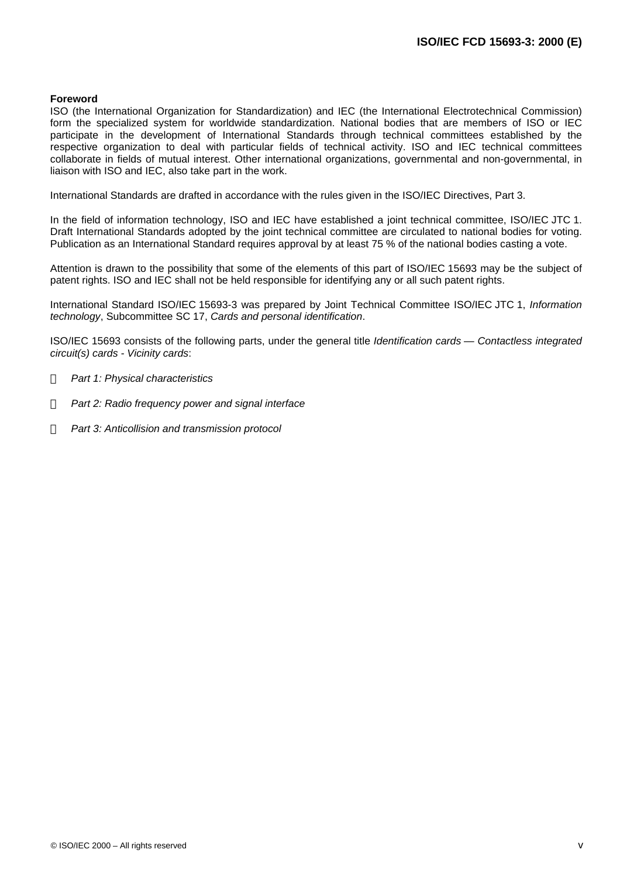**Foreword**

ISO (the International Organization for Standardization) and IEC (the International Electrotechnical Commission) form the specialized system for worldwide standardization. National bodies that are members of ISO or IEC participate in the development of International Standards through technical committees established by the respective organization to deal with particular fields of technical activity. ISO and IEC technical committees collaborate in fields of mutual interest. Other international organizations, governmental and non-governmental, in liaison with ISO and IEC, also take part in the work.

International Standards are drafted in accordance with the rules given in the ISO/IEC Directives, Part 3.

In the field of information technology, ISO and IEC have established a joint technical committee, ISO/IEC JTC 1. Draft International Standards adopted by the joint technical committee are circulated to national bodies for voting. Publication as an International Standard requires approval by at least 75 % of the national bodies casting a vote.

Attention is drawn to the possibility that some of the elements of this part of ISO/IEC 15693 may be the subject of patent rights. ISO and IEC shall not be held responsible for identifying any or all such patent rights.

International Standard ISO/IEC 15693-3 was prepared by Joint Technical Committee ISO/IEC JTC 1, *Information technology*, Subcommittee SC 17, *Cards and personal identification*.

ISO/IEC 15693 consists of the following parts, under the general title *Identification cards — Contactless integrated circuit(s) cards - Vicinity cards*:

- *Part 1: Physical characteristics*
- *Part 2: Radio frequency power and signal interface*
- *Part 3: Anticollision and transmission protocol*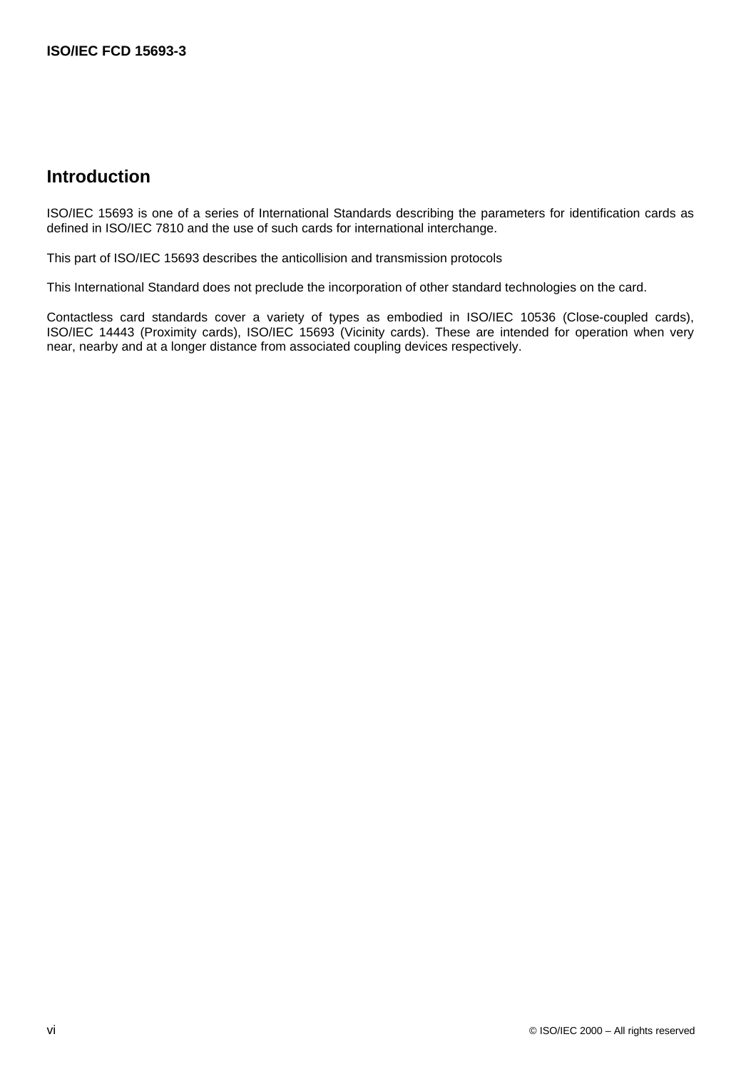## Introduction

ISO/IEC 15693 is one of a series of International Standards describing the parameters for identification cards as defined in ISO/IEC 7810 and the use of such cards for international interchange.

This part of ISO/IEC 15693 describes the anticollision and transmission protocols

This International Standard does not preclude the incorporation of other standard technologies on the card.

Contactless card standards cover a variety of types as embodied in ISO/IEC 10536 (Close-coupled cards), ISO/IEC 14443 (Proximity cards), ISO/IEC 15693 (Vicinity cards). These are intended for operation when very near, nearby and at a longer distance from associated coupling devices respectively.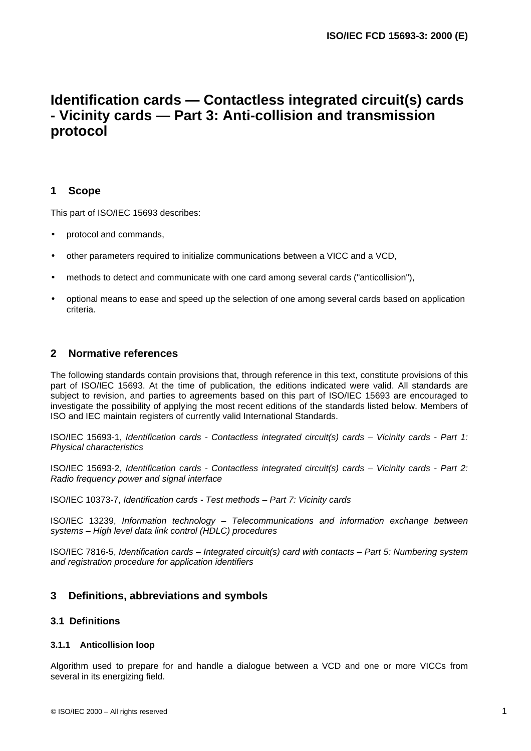# Identification cards — Contactless integrated circuit(s) cards - Vicinity cards — Part 3: Anti-collision and transmission protocol

## 1 Scope

This part of ISO/IEC 15693 describes:

- protocol and commands,
- other parameters required to initialize communications between a VICC and a VCD,
- methods to detect and communicate with one card among several cards ("anticollision"),
- optional means to ease and speed up the selection of one among several cards based on application criteria.

## 2 Normative references

The following standards contain provisions that, through reference in this text, constitute provisions of this part of ISO/IEC 15693. At the time of publication, the editions indicated were valid. All standards are subject to revision, and parties to agreements based on this part of ISO/IEC 15693 are encouraged to investigate the possibility of applying the most recent editions of the standards listed below. Members of ISO and IEC maintain registers of currently valid International Standards.

ISO/IEC 15693-1, *Identification cards - Contactless integrated circuit(s) cards – Vicinity cards - Part 1: Physical characteristics*

ISO/IEC 15693-2, *Identification cards - Contactless integrated circuit(s) cards – Vicinity cards - Part 2: Radio frequency power and signal interface*

ISO/IEC 10373-7, *Identification cards - Test methods – Part 7: Vicinity cards*

ISO/IEC 13239, *Information technology – Telecommunications and information exchange between systems – High level data link control (HDLC) procedures*

ISO/IEC 7816-5, *Identification cards – Integrated circuit(s) card with contacts – Part 5: Numbering system and registration procedure for application identifiers*

## 3 Definitions, abbreviations and symbols

### 3.1 Definitions

#### 3.1.1 Anticollision loop

Algorithm used to prepare for and handle a dialogue between a VCD and one or more VICCs from several in its energizing field.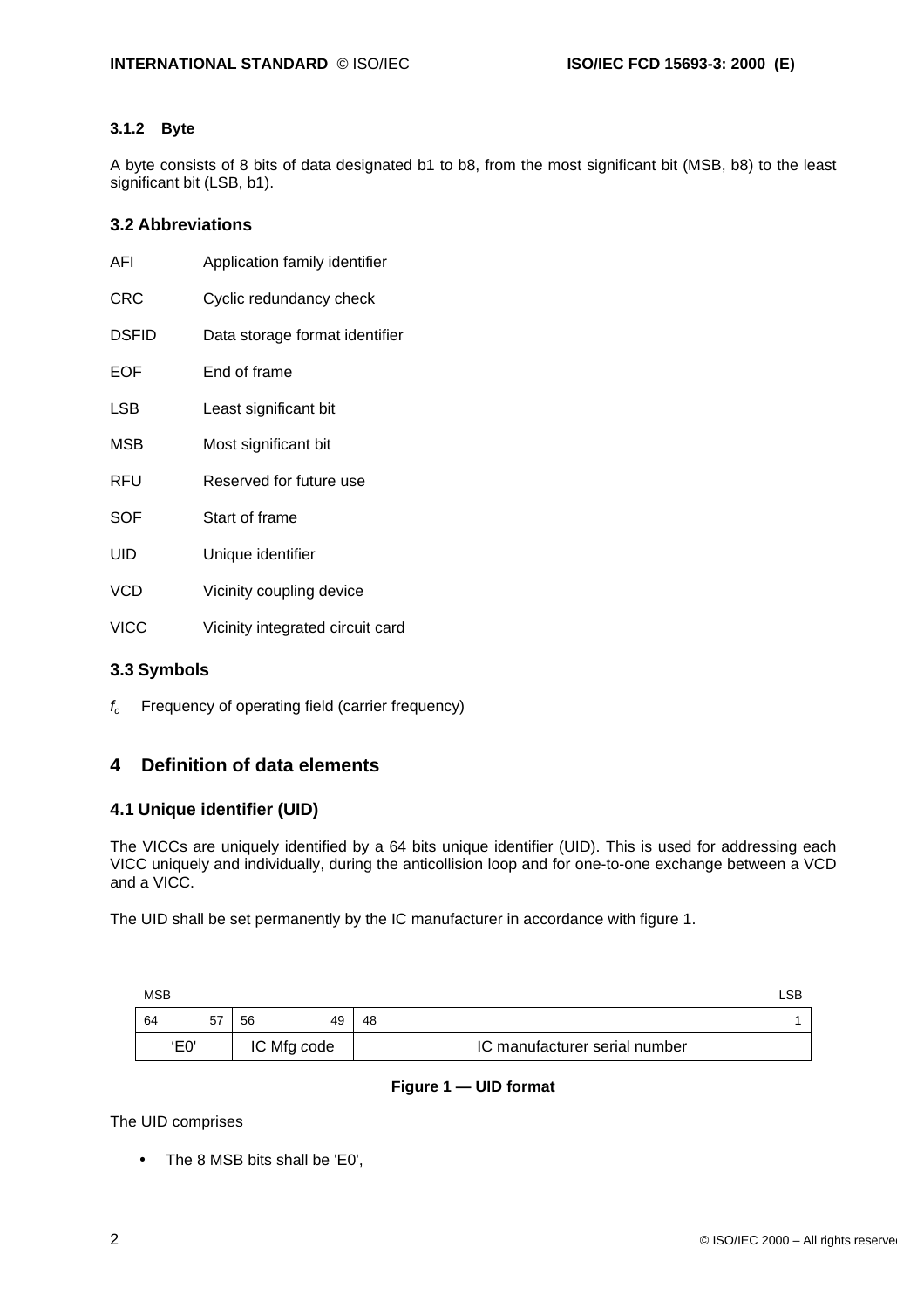### 3.1.2 Byte

A byte consists of 8 bits of data designated b1 to b8, from the most significant bit (MSB, b8) to the least significant bit (LSB, b1).

## 3.2 Abbreviations

| | |
|---|---|
| AFI | Application family identifier |
| CRC | Cyclic redundancy check |
| DSFID | Data storage format identifier |
| EOF | End of frame |
| LSB | Least significant bit |
| MSB | Most significant bit |
| RFU | Reserved for future use |
| SOF | Start of frame |
| UID | Unique identifier |
| VCD | Vicinity coupling device |
| VICC | Vicinity integrated circuit card |

## 3.3 Symbols

$f_c$ Frequency of operating field (carrier frequency)

# 4 Definition of data elements

## 4.1 Unique identifier (UID)

The VICCs are uniquely identified by a 64 bits unique identifier (UID). This is used for addressing each VICC uniquely and individually, during the anticollision loop and for one-to-one exchange between a VCD and a VICC.

The UID shall be set permanently by the IC manufacturer in accordance with figure 1.

MSB — LSB

| 64 57 | 56 49 | 48 1 |
|---|---|---|
| 'E0' | IC Mfg code | IC manufacturer serial number |

**Figure 1 — UID format**

The UID comprises

- The 8 MSB bits shall be 'E0',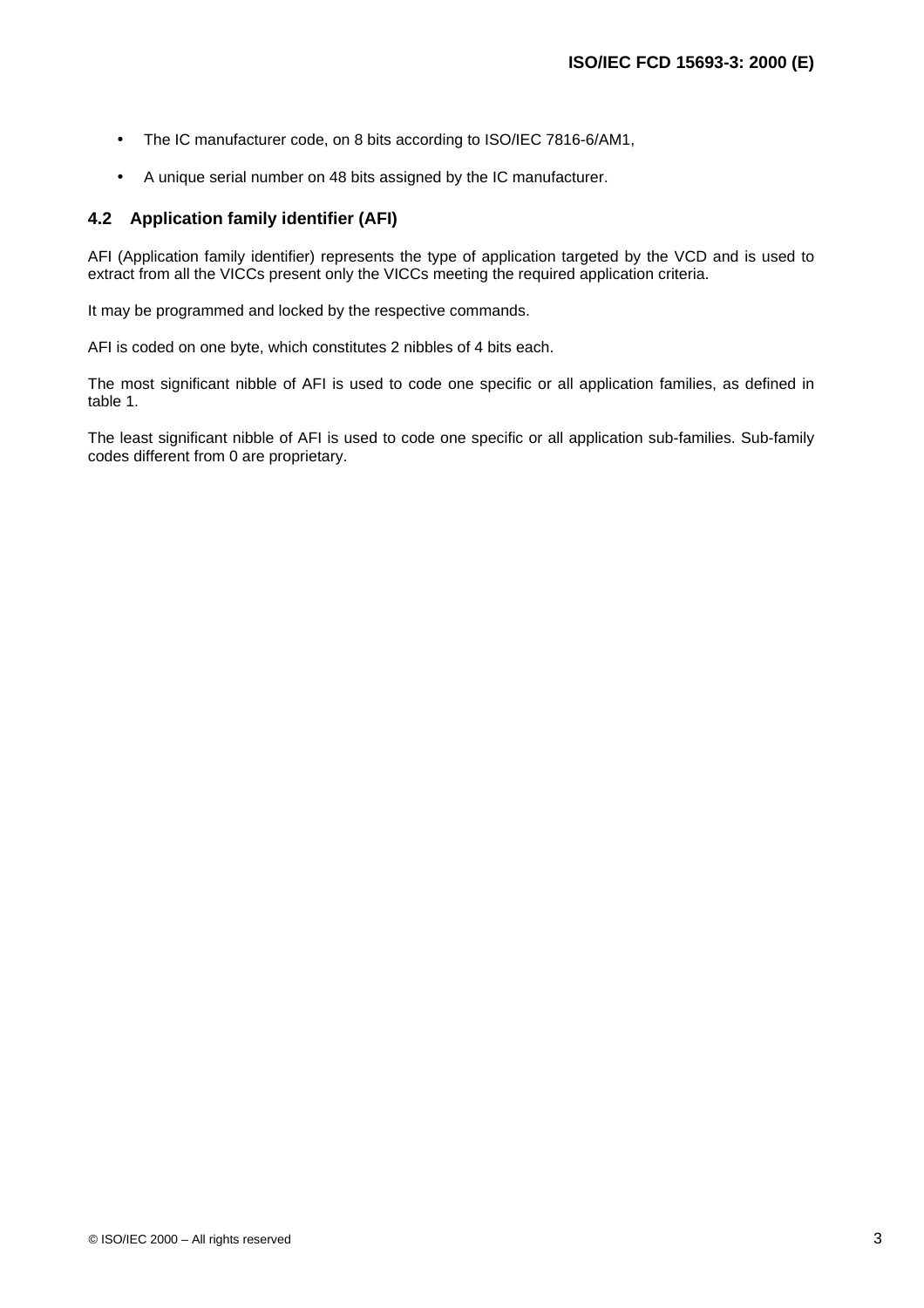- The IC manufacturer code, on 8 bits according to ISO/IEC 7816-6/AM1,
- A unique serial number on 48 bits assigned by the IC manufacturer.

### 4.2 Application family identifier (AFI)

AFI (Application family identifier) represents the type of application targeted by the VCD and is used to extract from all the VICCs present only the VICCs meeting the required application criteria.

It may be programmed and locked by the respective commands.

AFI is coded on one byte, which constitutes 2 nibbles of 4 bits each.

The most significant nibble of AFI is used to code one specific or all application families, as defined in table 1.

The least significant nibble of AFI is used to code one specific or all application sub-families. Sub-family codes different from 0 are proprietary.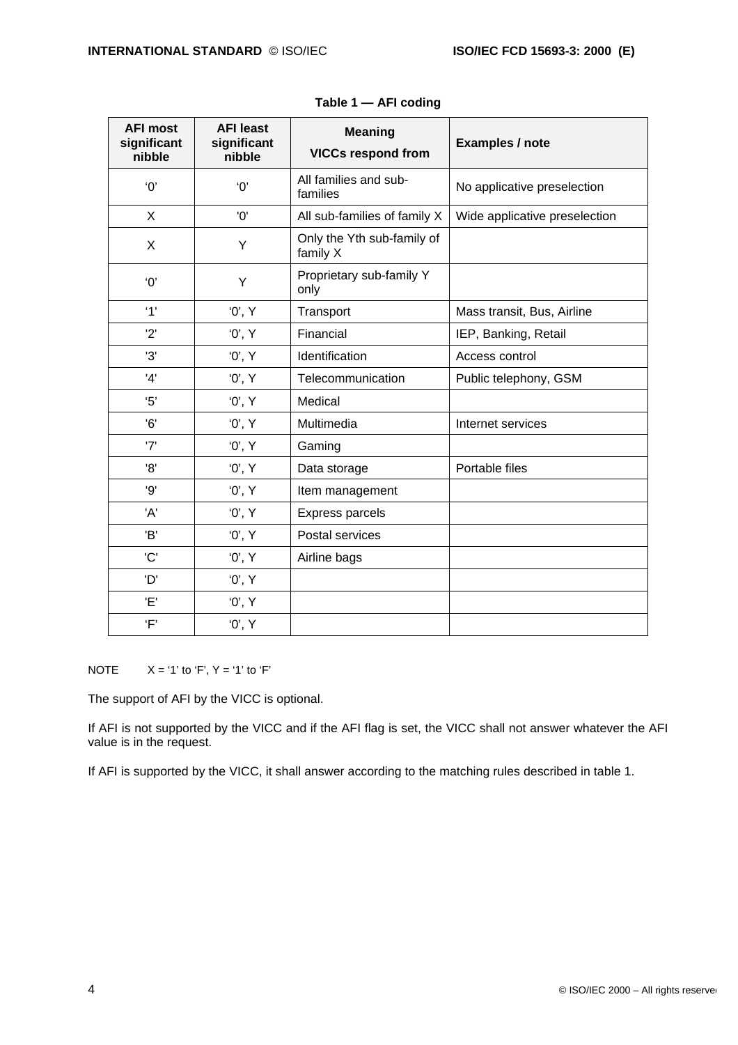**Table 1 — AFI coding**

| AFI most significant nibble | AFI least significant nibble | Meaning<br>VICCs respond from | Examples / note |
|---|---|---|---|
| ‘0’ | ‘0’ | All families and sub-families | No applicative preselection |
| X | '0' | All sub-families of family X | Wide applicative preselection |
| X | Y | Only the Yth sub-family of family X | |
| ‘0’ | Y | Proprietary sub-family Y only | |
| ‘1' | ‘0’, Y | Transport | Mass transit, Bus, Airline |
| '2' | ‘0’, Y | Financial | IEP, Banking, Retail |
| '3' | ‘0’, Y | Identification | Access control |
| '4' | ‘0’, Y | Telecommunication | Public telephony, GSM |
| ‘5’ | ‘0’, Y | Medical | |
| '6' | ‘0’, Y | Multimedia | Internet services |
| '7' | ‘0’, Y | Gaming | |
| '8' | ‘0’, Y | Data storage | Portable files |
| '9' | ‘0’, Y | Item management | |
| 'A' | ‘0’, Y | Express parcels | |
| 'B' | ‘0’, Y | Postal services | |
| 'C' | ‘0’, Y | Airline bags | |
| 'D' | ‘0’, Y | | |
| 'E' | ‘0’, Y | | |
| ‘F’ | ‘0’, Y | | |

NOTE X = ‘1’ to ‘F’, Y = ‘1’ to ‘F’

The support of AFI by the VICC is optional.

If AFI is not supported by the VICC and if the AFI flag is set, the VICC shall not answer whatever the AFI value is in the request.

If AFI is supported by the VICC, it shall answer according to the matching rules described in table 1.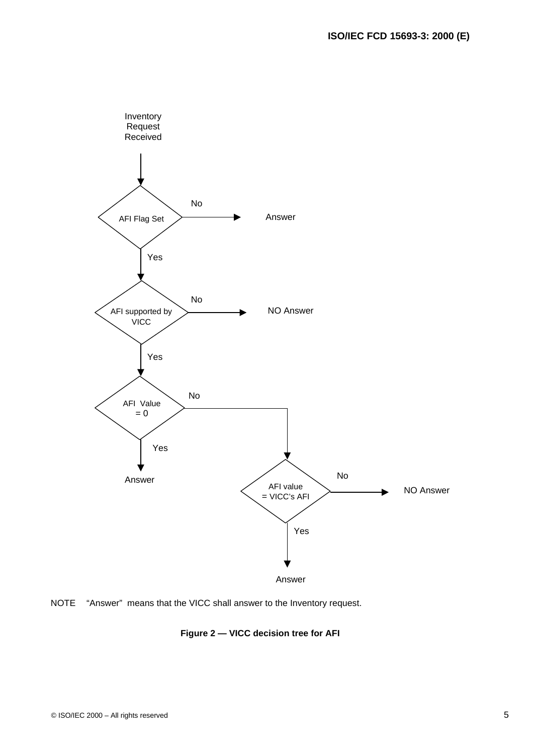Inventory Request Received

AFI Flag Set — No → Answer

Yes ↓

AFI supported by VICC — No → NO Answer

Yes ↓

AFI Value = 0 — Yes → Answer

No ↓

AFI value = VICC's AFI — No → NO Answer

Yes → Answer

NOTE "Answer" means that the VICC shall answer to the Inventory request.

**Figure 2 — VICC decision tree for AFI**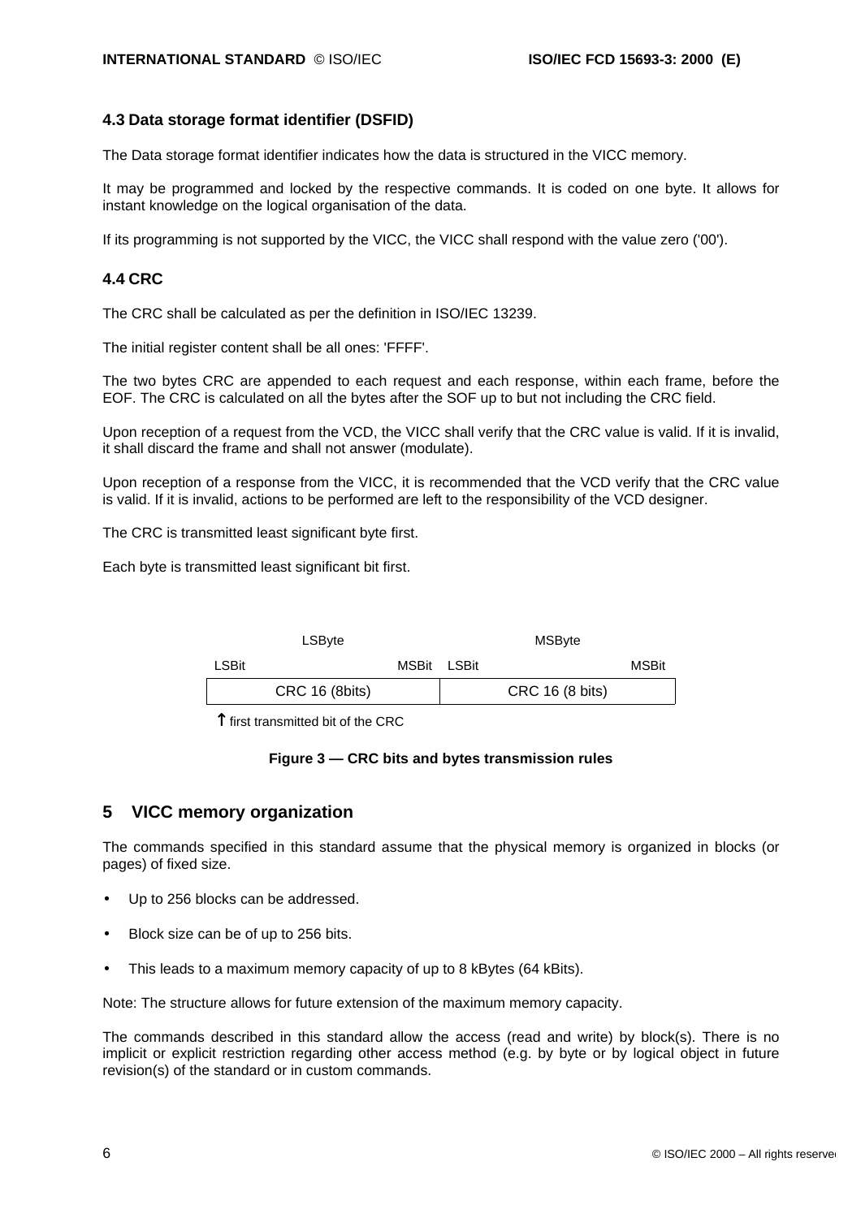### 4.3 Data storage format identifier (DSFID)

The Data storage format identifier indicates how the data is structured in the VICC memory.

It may be programmed and locked by the respective commands. It is coded on one byte. It allows for instant knowledge on the logical organisation of the data.

If its programming is not supported by the VICC, the VICC shall respond with the value zero ('00').

### 4.4 CRC

The CRC shall be calculated as per the definition in ISO/IEC 13239.

The initial register content shall be all ones: 'FFFF'.

The two bytes CRC are appended to each request and each response, within each frame, before the EOF. The CRC is calculated on all the bytes after the SOF up to but not including the CRC field.

Upon reception of a request from the VCD, the VICC shall verify that the CRC value is valid. If it is invalid, it shall discard the frame and shall not answer (modulate).

Upon reception of a response from the VICC, it is recommended that the VCD verify that the CRC value is valid. If it is invalid, actions to be performed are left to the responsibility of the VCD designer.

The CRC is transmitted least significant byte first.

Each byte is transmitted least significant bit first.

| LSByte | | MSByte | |
|---|---|---|---|
| LSBit | MSBit | LSBit | MSBit |
| CRC 16 (8bits) | | CRC 16 (8 bits) | |

↑ first transmitted bit of the CRC

**Figure 3 — CRC bits and bytes transmission rules**

## 5 VICC memory organization

The commands specified in this standard assume that the physical memory is organized in blocks (or pages) of fixed size.

- Up to 256 blocks can be addressed.
- Block size can be of up to 256 bits.
- This leads to a maximum memory capacity of up to 8 kBytes (64 kBits).

Note: The structure allows for future extension of the maximum memory capacity.

The commands described in this standard allow the access (read and write) by block(s). There is no implicit or explicit restriction regarding other access method (e.g. by byte or by logical object in future revision(s) of the standard or in custom commands.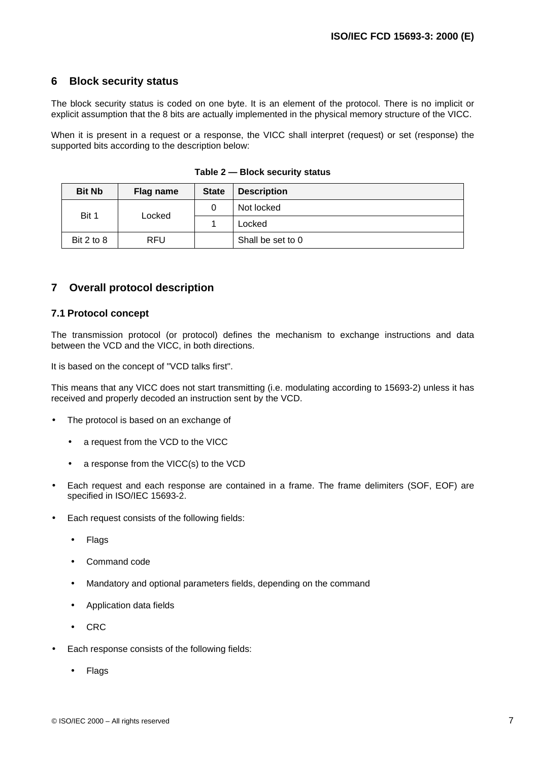## 6 Block security status

The block security status is coded on one byte. It is an element of the protocol. There is no implicit or explicit assumption that the 8 bits are actually implemented in the physical memory structure of the VICC.

When it is present in a request or a response, the VICC shall interpret (request) or set (response) the supported bits according to the description below:

**Table 2 — Block security status**

| Bit Nb | Flag name | State | Description |
|---|---|---|---|
| Bit 1 | Locked | 0 | Not locked |
| | | 1 | Locked |
| Bit 2 to 8 | RFU | | Shall be set to 0 |

## 7 Overall protocol description

### 7.1 Protocol concept

The transmission protocol (or protocol) defines the mechanism to exchange instructions and data between the VCD and the VICC, in both directions.

It is based on the concept of "VCD talks first".

This means that any VICC does not start transmitting (i.e. modulating according to 15693-2) unless it has received and properly decoded an instruction sent by the VCD.

- The protocol is based on an exchange of
  - a request from the VCD to the VICC
  - a response from the VICC(s) to the VCD
- Each request and each response are contained in a frame. The frame delimiters (SOF, EOF) are specified in ISO/IEC 15693-2.
- Each request consists of the following fields:
  - Flags
  - Command code
  - Mandatory and optional parameters fields, depending on the command
  - Application data fields
  - CRC
- Each response consists of the following fields:
  - Flags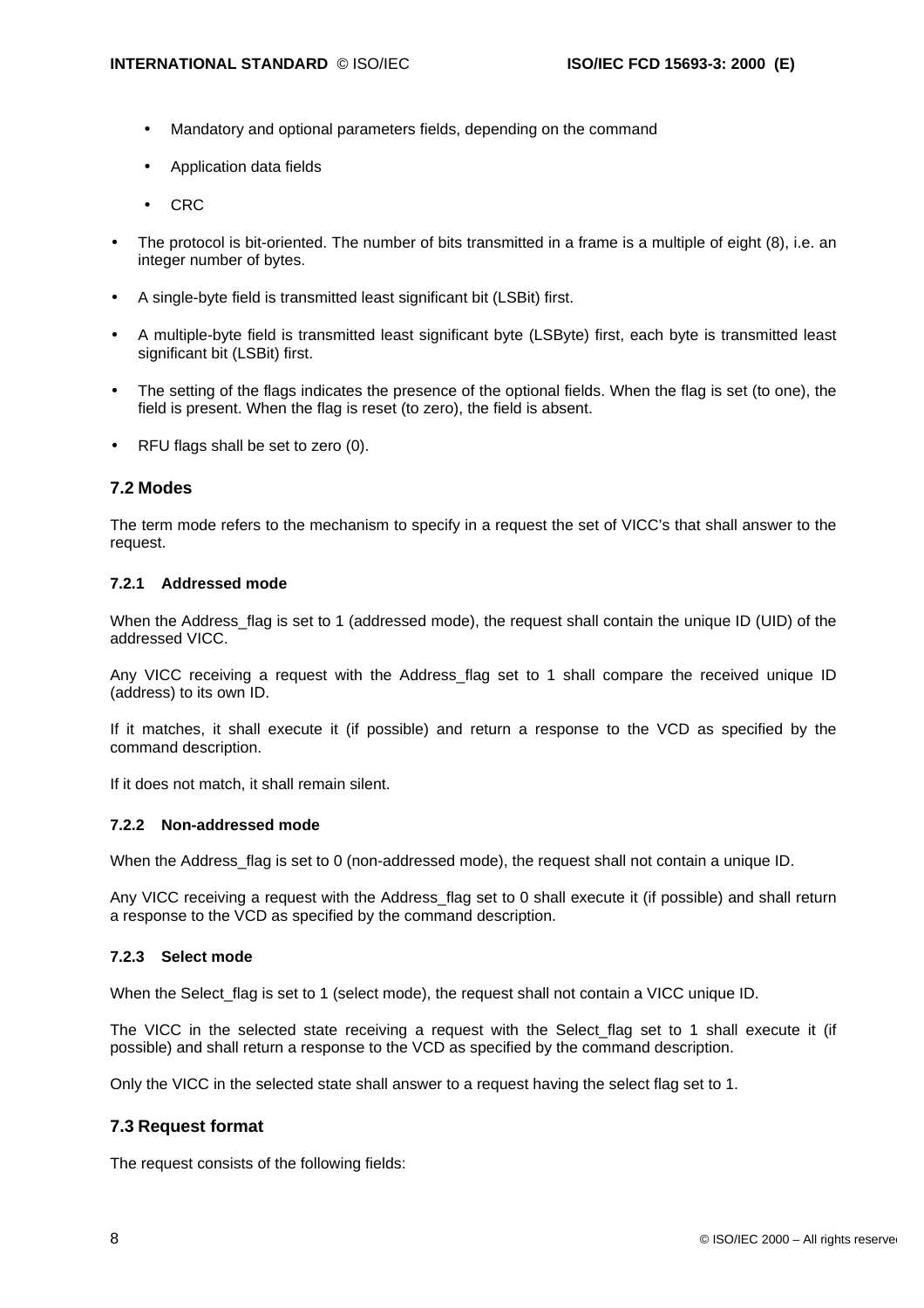- Mandatory and optional parameters fields, depending on the command
- Application data fields
- CRC

- The protocol is bit-oriented. The number of bits transmitted in a frame is a multiple of eight (8), i.e. an integer number of bytes.
- A single-byte field is transmitted least significant bit (LSBit) first.
- A multiple-byte field is transmitted least significant byte (LSByte) first, each byte is transmitted least significant bit (LSBit) first.
- The setting of the flags indicates the presence of the optional fields. When the flag is set (to one), the field is present. When the flag is reset (to zero), the field is absent.
- RFU flags shall be set to zero (0).

## 7.2 Modes

The term mode refers to the mechanism to specify in a request the set of VICC's that shall answer to the request.

### 7.2.1 Addressed mode

When the Address_flag is set to 1 (addressed mode), the request shall contain the unique ID (UID) of the addressed VICC.

Any VICC receiving a request with the Address_flag set to 1 shall compare the received unique ID (address) to its own ID.

If it matches, it shall execute it (if possible) and return a response to the VCD as specified by the command description.

If it does not match, it shall remain silent.

### 7.2.2 Non-addressed mode

When the Address_flag is set to 0 (non-addressed mode), the request shall not contain a unique ID.

Any VICC receiving a request with the Address_flag set to 0 shall execute it (if possible) and shall return a response to the VCD as specified by the command description.

### 7.2.3 Select mode

When the Select_flag is set to 1 (select mode), the request shall not contain a VICC unique ID.

The VICC in the selected state receiving a request with the Select_flag set to 1 shall execute it (if possible) and shall return a response to the VCD as specified by the command description.

Only the VICC in the selected state shall answer to a request having the select flag set to 1.

## 7.3 Request format

The request consists of the following fields: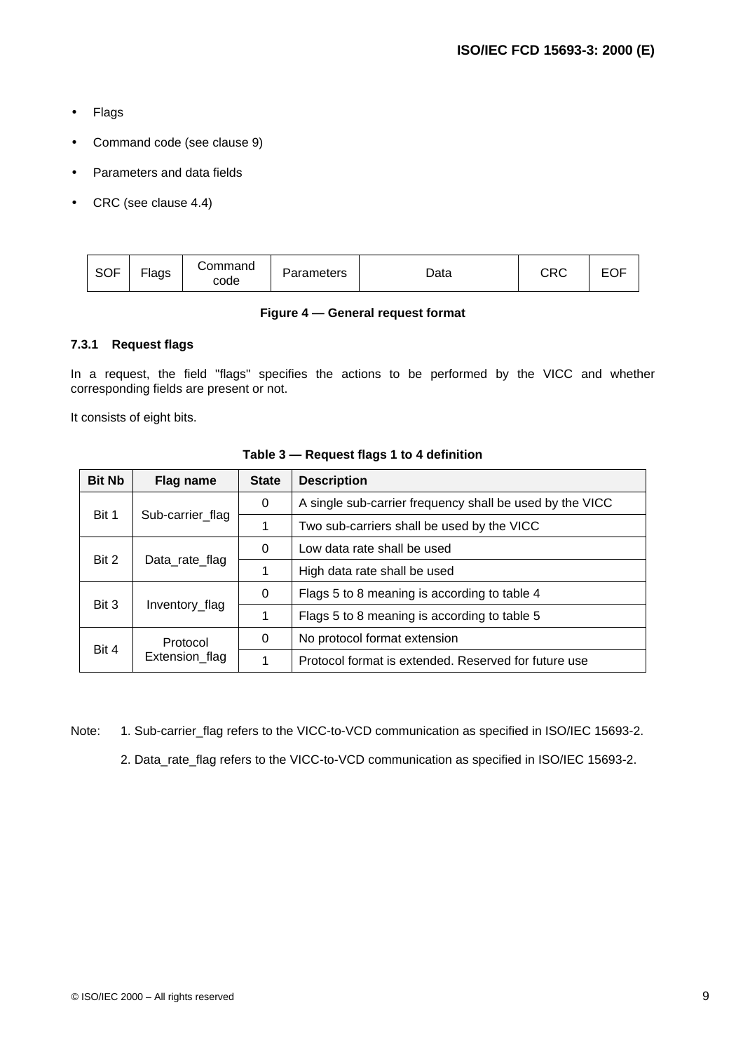- Flags
- Command code (see clause 9)
- Parameters and data fields
- CRC (see clause 4.4)

| SOF | Flags | Command code | Parameters | Data | CRC | EOF |
|---|---|---|---|---|---|---|

**Figure 4 — General request format**

#### 7.3.1 Request flags

In a request, the field "flags" specifies the actions to be performed by the VICC and whether corresponding fields are present or not.

It consists of eight bits.

**Table 3 — Request flags 1 to 4 definition**

| Bit Nb | Flag name | State | Description |
|---|---|---|---|
| Bit 1 | Sub-carrier_flag | 0 | A single sub-carrier frequency shall be used by the VICC |
| | | 1 | Two sub-carriers shall be used by the VICC |
| Bit 2 | Data_rate_flag | 0 | Low data rate shall be used |
| | | 1 | High data rate shall be used |
| Bit 3 | Inventory_flag | 0 | Flags 5 to 8 meaning is according to table 4 |
| | | 1 | Flags 5 to 8 meaning is according to table 5 |
| Bit 4 | Protocol Extension_flag | 0 | No protocol format extension |
| | | 1 | Protocol format is extended. Reserved for future use |

Note: 1. Sub-carrier_flag refers to the VICC-to-VCD communication as specified in ISO/IEC 15693-2.

2. Data_rate_flag refers to the VICC-to-VCD communication as specified in ISO/IEC 15693-2.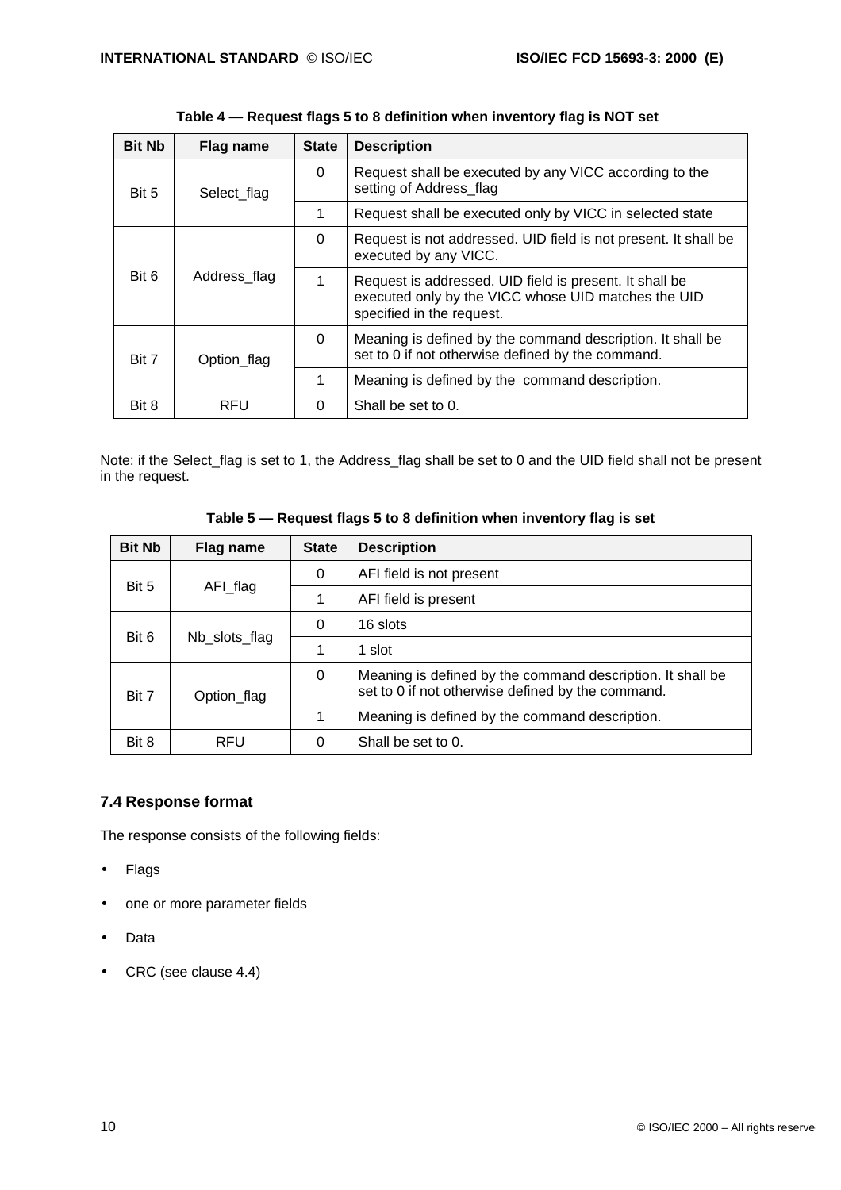**Table 4 — Request flags 5 to 8 definition when inventory flag is NOT set**

| Bit Nb | Flag name | State | Description |
|---|---|---|---|
| Bit 5 | Select_flag | 0 | Request shall be executed by any VICC according to the setting of Address_flag |
| | | 1 | Request shall be executed only by VICC in selected state |
| Bit 6 | Address_flag | 0 | Request is not addressed. UID field is not present. It shall be executed by any VICC. |
| | | 1 | Request is addressed. UID field is present. It shall be executed only by the VICC whose UID matches the UID specified in the request. |
| Bit 7 | Option_flag | 0 | Meaning is defined by the command description. It shall be set to 0 if not otherwise defined by the command. |
| | | 1 | Meaning is defined by the command description. |
| Bit 8 | RFU | 0 | Shall be set to 0. |

Note: if the Select_flag is set to 1, the Address_flag shall be set to 0 and the UID field shall not be present in the request.

**Table 5 — Request flags 5 to 8 definition when inventory flag is set**

| Bit Nb | Flag name | State | Description |
|---|---|---|---|
| Bit 5 | AFI_flag | 0 | AFI field is not present |
| | | 1 | AFI field is present |
| Bit 6 | Nb_slots_flag | 0 | 16 slots |
| | | 1 | 1 slot |
| Bit 7 | Option_flag | 0 | Meaning is defined by the command description. It shall be set to 0 if not otherwise defined by the command. |
| | | 1 | Meaning is defined by the command description. |
| Bit 8 | RFU | 0 | Shall be set to 0. |

### 7.4 Response format

The response consists of the following fields:

- Flags
- one or more parameter fields
- Data
- CRC (see clause 4.4)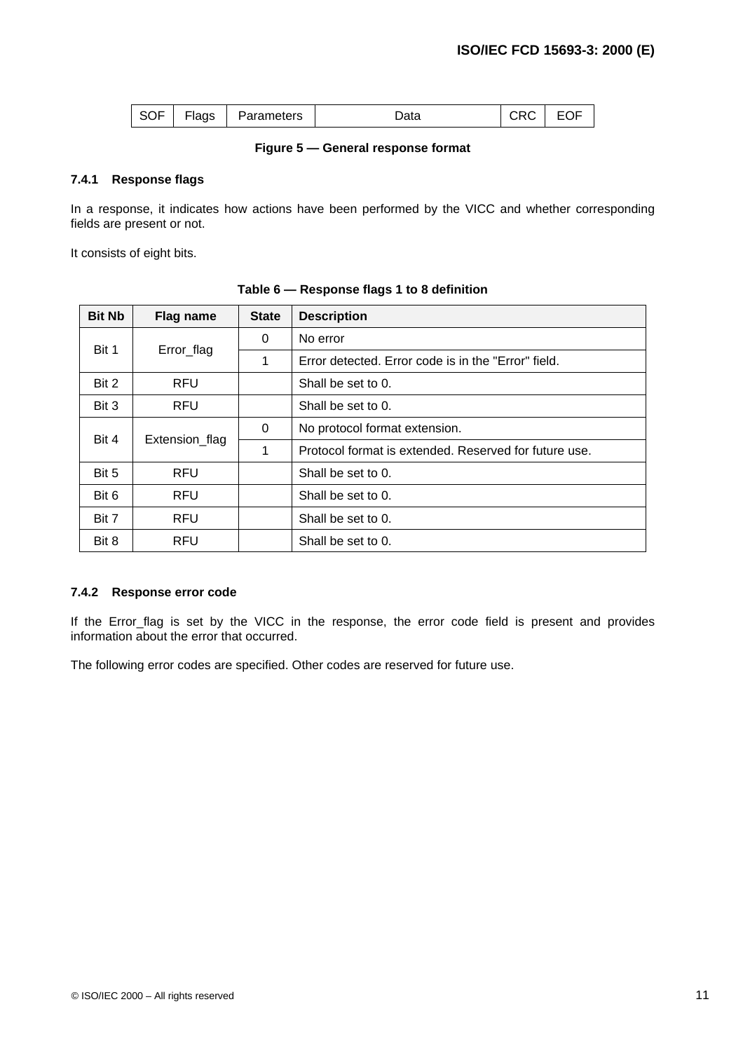| SOF | Flags | Parameters | Data | CRC | EOF |
|---|---|---|---|---|---|

**Figure 5 — General response format**

### 7.4.1 Response flags

In a response, it indicates how actions have been performed by the VICC and whether corresponding fields are present or not.

It consists of eight bits.

**Table 6 — Response flags 1 to 8 definition**

| Bit Nb | Flag name | State | Description |
|---|---|---|---|
| Bit 1 | Error_flag | 0 | No error |
| | | 1 | Error detected. Error code is in the "Error" field. |
| Bit 2 | RFU | | Shall be set to 0. |
| Bit 3 | RFU | | Shall be set to 0. |
| Bit 4 | Extension_flag | 0 | No protocol format extension. |
| | | 1 | Protocol format is extended. Reserved for future use. |
| Bit 5 | RFU | | Shall be set to 0. |
| Bit 6 | RFU | | Shall be set to 0. |
| Bit 7 | RFU | | Shall be set to 0. |
| Bit 8 | RFU | | Shall be set to 0. |

### 7.4.2 Response error code

If the Error_flag is set by the VICC in the response, the error code field is present and provides information about the error that occurred.

The following error codes are specified. Other codes are reserved for future use.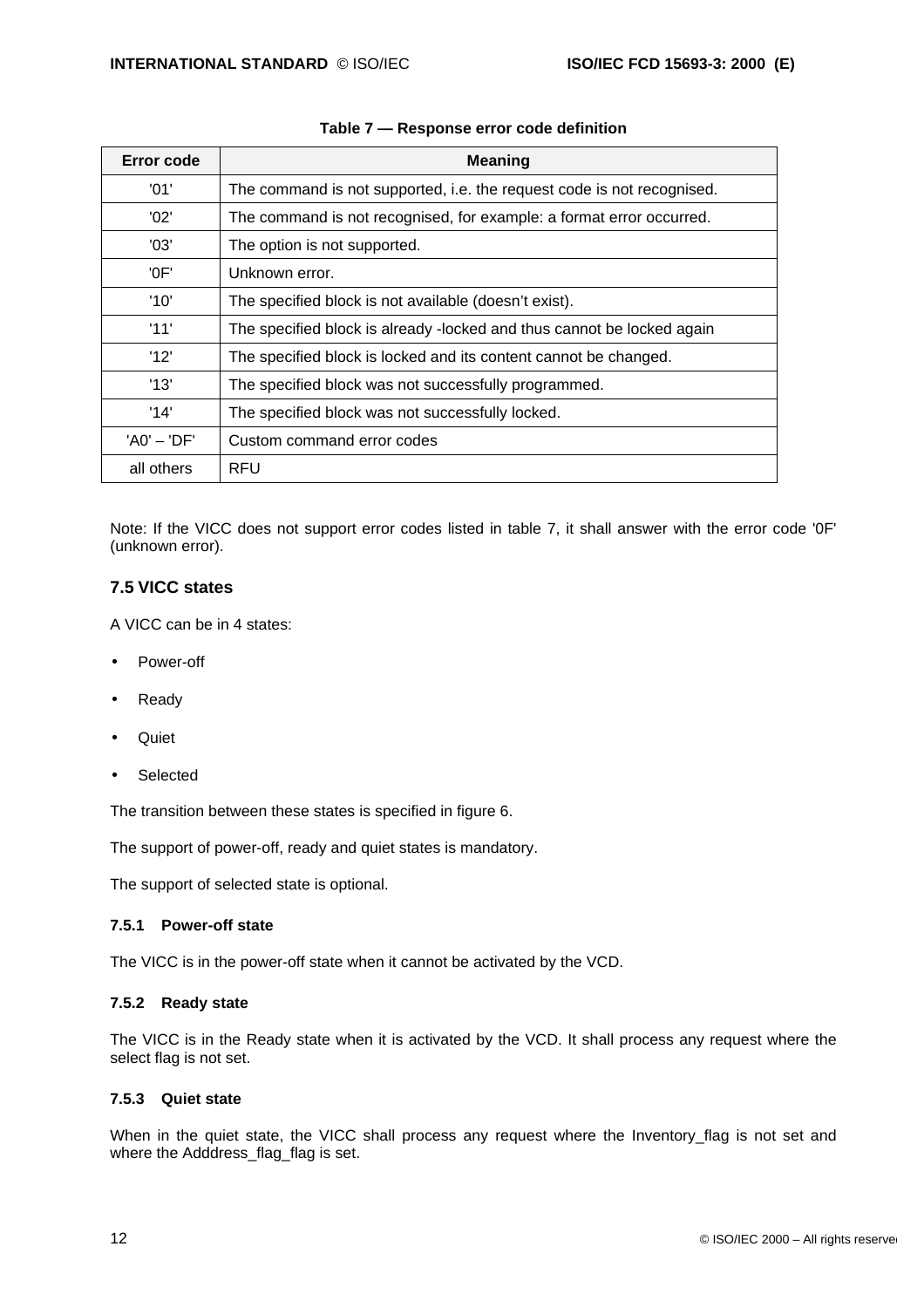**Table 7 — Response error code definition**

| Error code | Meaning |
|---|---|
| '01' | The command is not supported, i.e. the request code is not recognised. |
| '02' | The command is not recognised, for example: a format error occurred. |
| '03' | The option is not supported. |
| '0F' | Unknown error. |
| '10' | The specified block is not available (doesn't exist). |
| '11' | The specified block is already -locked and thus cannot be locked again |
| '12' | The specified block is locked and its content cannot be changed. |
| '13' | The specified block was not successfully programmed. |
| '14' | The specified block was not successfully locked. |
| 'A0' – 'DF' | Custom command error codes |
| all others | RFU |

Note: If the VICC does not support error codes listed in table 7, it shall answer with the error code '0F' (unknown error).

## 7.5 VICC states

A VICC can be in 4 states:

- Power-off
- Ready
- Quiet
- Selected

The transition between these states is specified in figure 6.

The support of power-off, ready and quiet states is mandatory.

The support of selected state is optional.

### 7.5.1 Power-off state

The VICC is in the power-off state when it cannot be activated by the VCD.

### 7.5.2 Ready state

The VICC is in the Ready state when it is activated by the VCD. It shall process any request where the select flag is not set.

### 7.5.3 Quiet state

When in the quiet state, the VICC shall process any request where the Inventory_flag is not set and where the Adddress_flag_flag is set.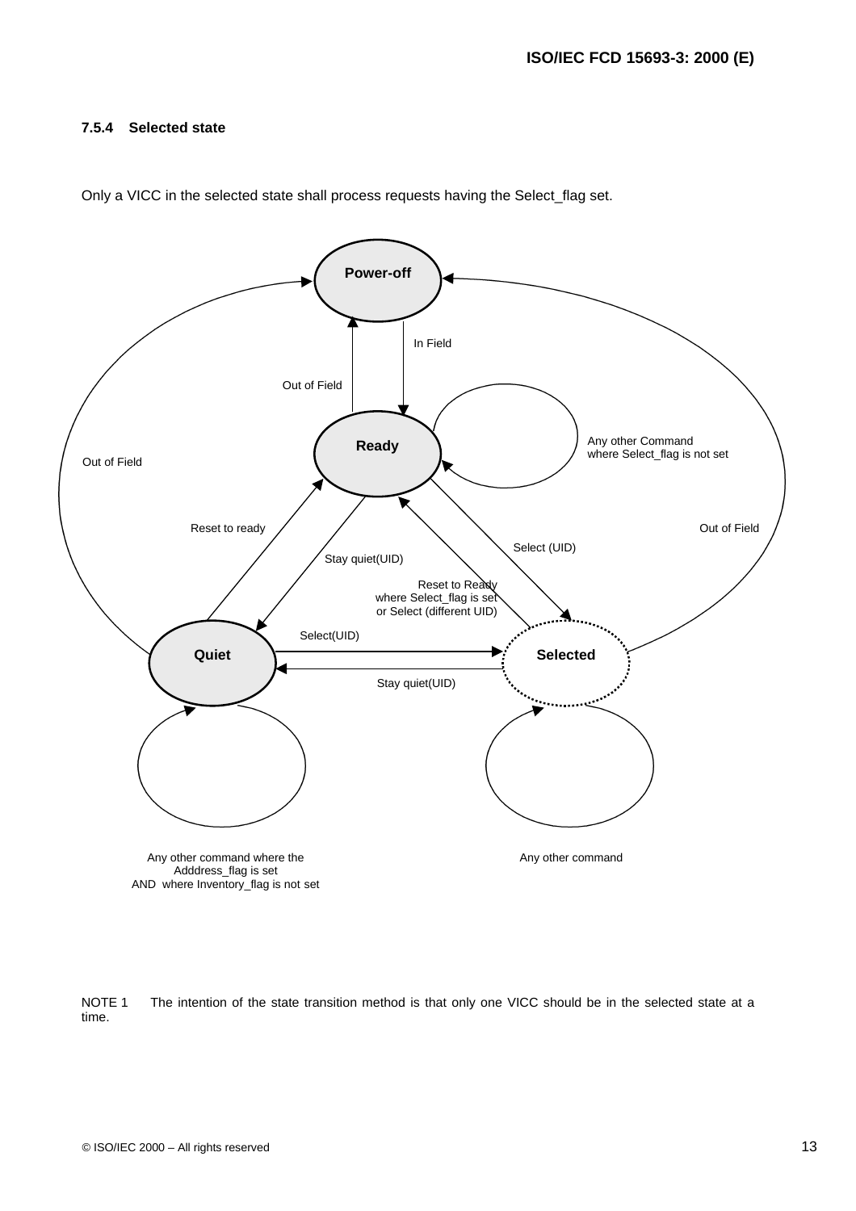### 7.5.4 Selected state

Only a VICC in the selected state shall process requests having the Select_flag set.

Power-off

In Field

Out of Field

Ready

Any other Command where Select_flag is not set

Out of Field

Reset to ready

Out of Field

Select (UID)

Stay quiet(UID)

Reset to Ready where Select_flag is set or Select (different UID)

Select(UID)

Quiet

Selected

Stay quiet(UID)

Any other command where the Adddress_flag is set AND where Inventory_flag is not set

Any other command

NOTE 1 The intention of the state transition method is that only one VICC should be in the selected state at a time.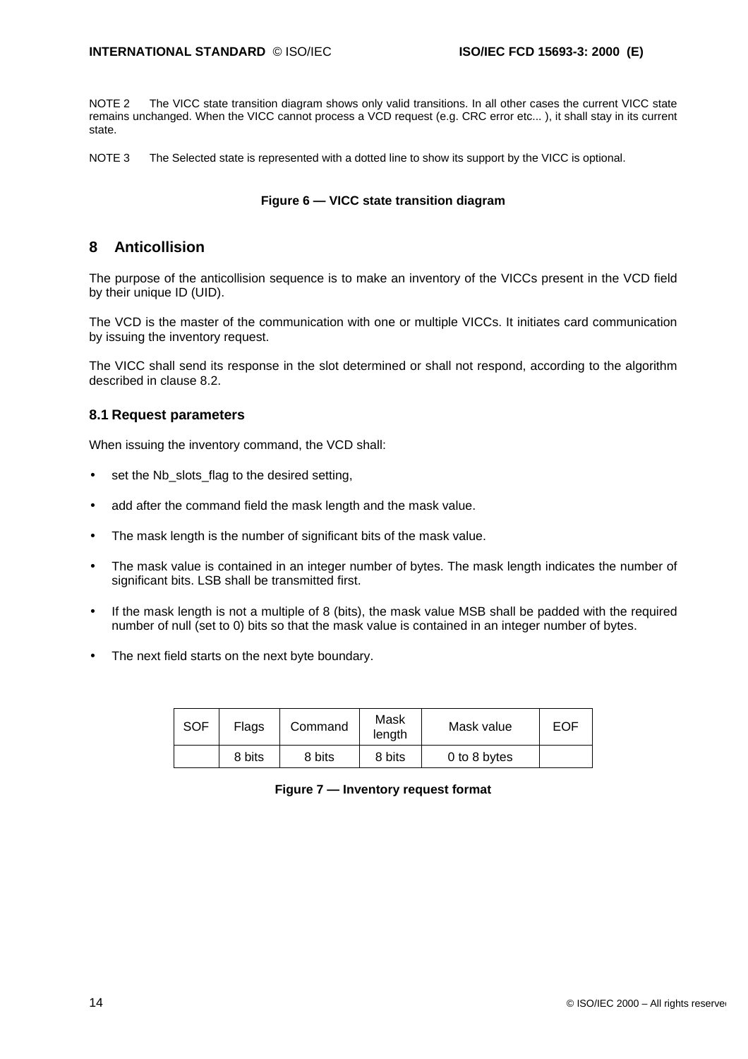NOTE 2 The VICC state transition diagram shows only valid transitions. In all other cases the current VICC state remains unchanged. When the VICC cannot process a VCD request (e.g. CRC error etc... ), it shall stay in its current state.

NOTE 3 The Selected state is represented with a dotted line to show its support by the VICC is optional.

**Figure 6 — VICC state transition diagram**

## 8 Anticollision

The purpose of the anticollision sequence is to make an inventory of the VICCs present in the VCD field by their unique ID (UID).

The VCD is the master of the communication with one or multiple VICCs. It initiates card communication by issuing the inventory request.

The VICC shall send its response in the slot determined or shall not respond, according to the algorithm described in clause 8.2.

### 8.1 Request parameters

When issuing the inventory command, the VCD shall:

- set the Nb_slots_flag to the desired setting,
- add after the command field the mask length and the mask value.
- The mask length is the number of significant bits of the mask value.
- The mask value is contained in an integer number of bytes. The mask length indicates the number of significant bits. LSB shall be transmitted first.
- If the mask length is not a multiple of 8 (bits), the mask value MSB shall be padded with the required number of null (set to 0) bits so that the mask value is contained in an integer number of bytes.
- The next field starts on the next byte boundary.

| SOF | Flags | Command | Mask length | Mask value | EOF |
|---|---|---|---|---|---|
| | 8 bits | 8 bits | 8 bits | 0 to 8 bytes | |

**Figure 7 — Inventory request format**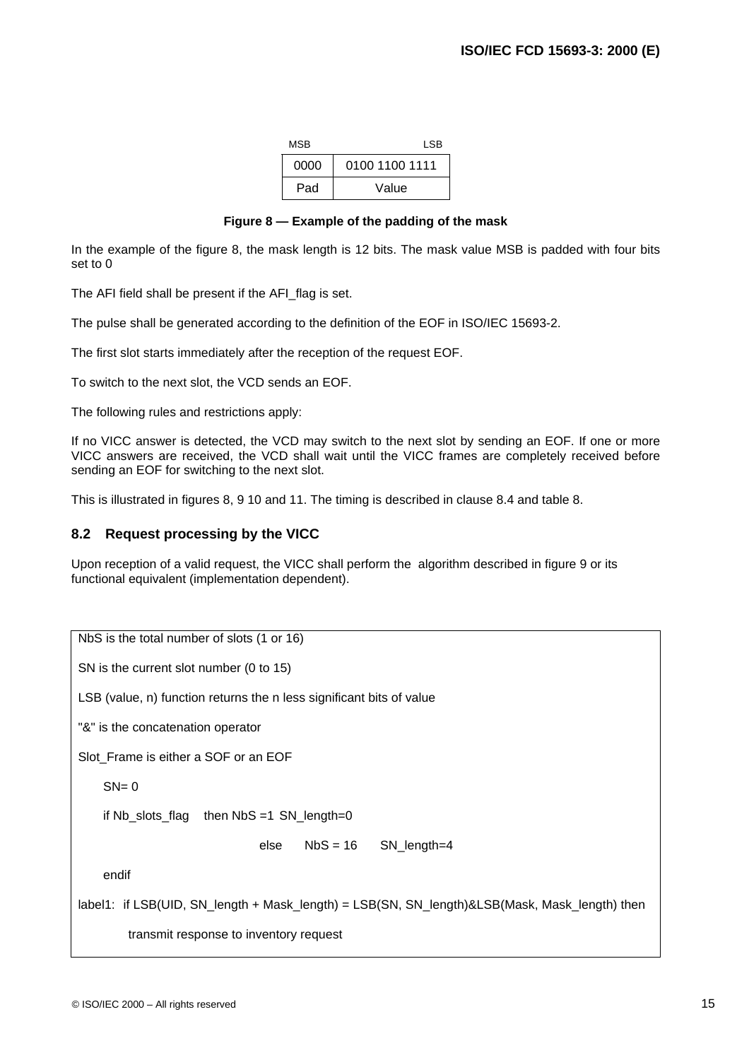| MSB | LSB |
|---|---|
| 0000 | 0100 1100 1111 |
| Pad | Value |

**Figure 8 — Example of the padding of the mask**

In the example of the figure 8, the mask length is 12 bits. The mask value MSB is padded with four bits set to 0

The AFI field shall be present if the AFI_flag is set.

The pulse shall be generated according to the definition of the EOF in ISO/IEC 15693-2.

The first slot starts immediately after the reception of the request EOF.

To switch to the next slot, the VCD sends an EOF.

The following rules and restrictions apply:

If no VICC answer is detected, the VCD may switch to the next slot by sending an EOF. If one or more VICC answers are received, the VCD shall wait until the VICC frames are completely received before sending an EOF for switching to the next slot.

This is illustrated in figures 8, 9 10 and 11. The timing is described in clause 8.4 and table 8.

## 8.2 Request processing by the VICC

Upon reception of a valid request, the VICC shall perform the algorithm described in figure 9 or its functional equivalent (implementation dependent).

```
NbS is the total number of slots (1 or 16)

SN is the current slot number (0 to 15)

LSB (value, n) function returns the n less significant bits of value

"&" is the concatenation operator

Slot_Frame is either a SOF or an EOF

    SN= 0

    if Nb_slots_flag    then NbS =1  SN_length=0

                        else    NbS = 16    SN_length=4

    endif

label1:  if LSB(UID, SN_length + Mask_length) = LSB(SN, SN_length)&LSB(Mask, Mask_length) then

         transmit response to inventory request
```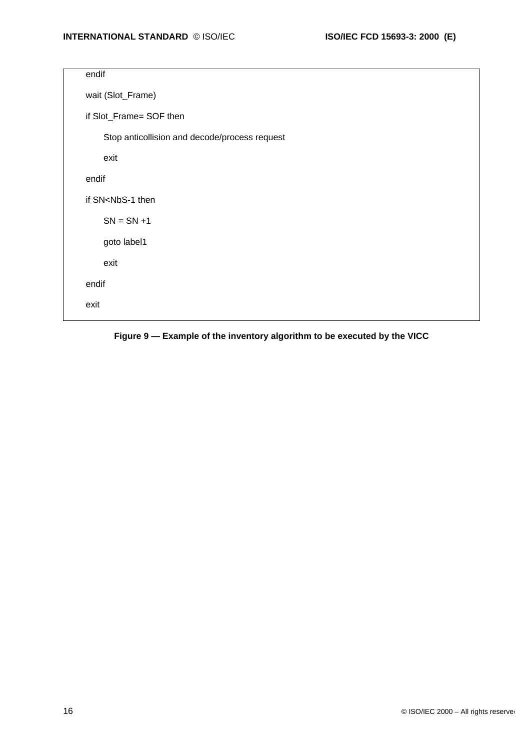```
endif
wait (Slot_Frame)
if Slot_Frame= SOF then
    Stop anticollision and decode/process request
    exit
endif
if SN<NbS-1 then
    SN = SN +1
    goto label1
    exit
endif
exit
```

**Figure 9 — Example of the inventory algorithm to be executed by the VICC**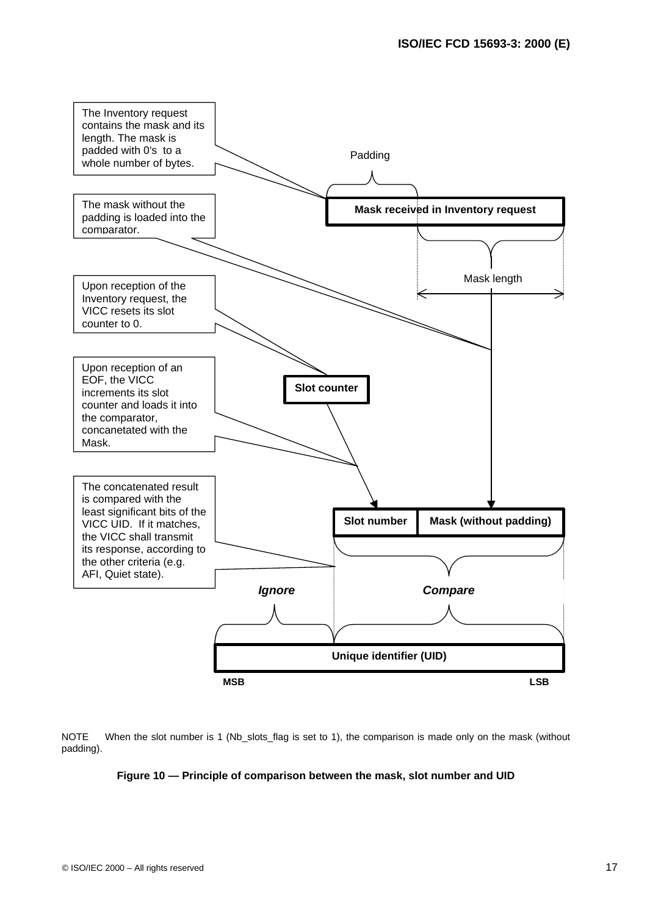The Inventory request contains the mask and its length. The mask is padded with 0's to a whole number of bytes.

Padding

**Mask received in Inventory request**

The mask without the padding is loaded into the comparator.

Mask length

Upon reception of the Inventory request, the VICC resets its slot counter to 0.

**Slot counter**

Upon reception of an EOF, the VICC increments its slot counter and loads it into the comparator, concanetated with the Mask.

The concatenated result is compared with the least significant bits of the VICC UID. If it matches, the VICC shall transmit its response, according to the other criteria (e.g. AFI, Quiet state).

**Slot number** | **Mask (without padding)**

***Ignore*** ***Compare***

**Unique identifier (UID)**

**MSB** **LSB**

NOTE When the slot number is 1 (Nb_slots_flag is set to 1), the comparison is made only on the mask (without padding).

**Figure 10 — Principle of comparison between the mask, slot number and UID**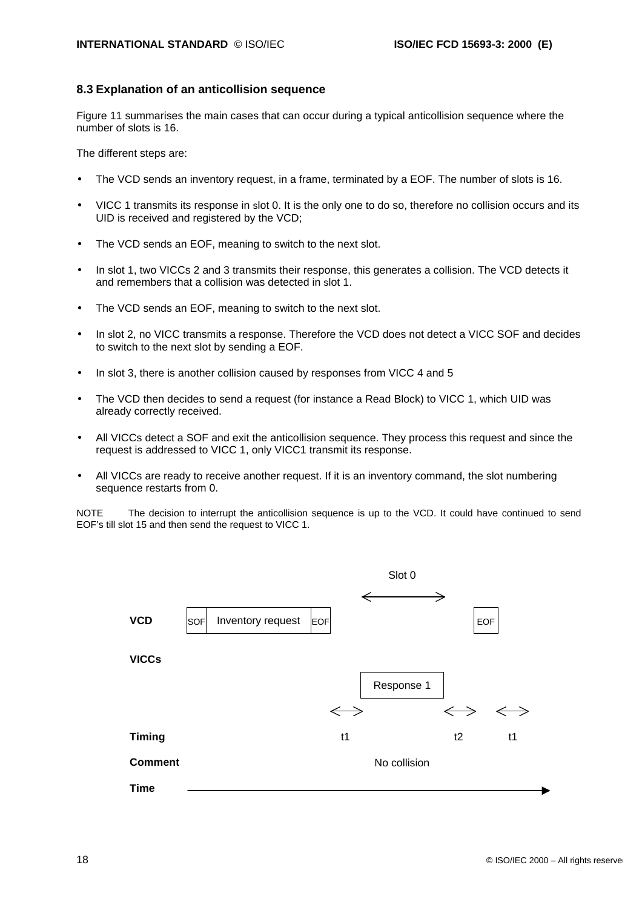### 8.3 Explanation of an anticollision sequence

Figure 11 summarises the main cases that can occur during a typical anticollision sequence where the number of slots is 16.

The different steps are:

- The VCD sends an inventory request, in a frame, terminated by a EOF. The number of slots is 16.
- VICC 1 transmits its response in slot 0. It is the only one to do so, therefore no collision occurs and its UID is received and registered by the VCD;
- The VCD sends an EOF, meaning to switch to the next slot.
- In slot 1, two VICCs 2 and 3 transmits their response, this generates a collision. The VCD detects it and remembers that a collision was detected in slot 1.
- The VCD sends an EOF, meaning to switch to the next slot.
- In slot 2, no VICC transmits a response. Therefore the VCD does not detect a VICC SOF and decides to switch to the next slot by sending a EOF.
- In slot 3, there is another collision caused by responses from VICC 4 and 5
- The VCD then decides to send a request (for instance a Read Block) to VICC 1, which UID was already correctly received.
- All VICCs detect a SOF and exit the anticollision sequence. They process this request and since the request is addressed to VICC 1, only VICC1 transmit its response.
- All VICCs are ready to receive another request. If it is an inventory command, the slot numbering sequence restarts from 0.

NOTE The decision to interrupt the anticollision sequence is up to the VCD. It could have continued to send EOF's till slot 15 and then send the request to VICC 1.

| | | | | | | | |
|---|---|---|---|---|---|---|---|
| | | | | Slot 0 | | | |
| **VCD** | SOF | Inventory request | EOF | | | EOF | |
| **VICCs** | | | | | | | |
| | | | | Response 1 | | | |
| **Timing** | | | t1 | | t2 | | t1 |
| **Comment** | | | | No collision | | | |
| **Time** | → | | | | | | |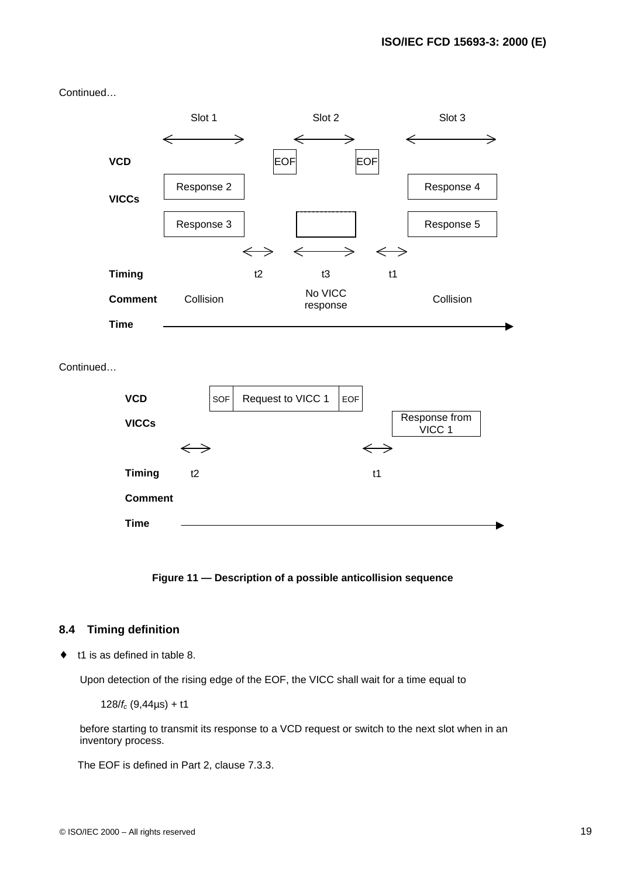Continued…

| | Slot 1 | | Slot 2 | | Slot 3 |
|---|---|---|---|---|---|
| **VCD** | | | EOF | EOF | |
| **VICCs** | Response 2 | | | | Response 4 |
| | Response 3 | | | | Response 5 |
| **Timing** | | t2 | t3 | t1 | |
| **Comment** | Collision | | No VICC response | | Collision |
| **Time** | → | | | | |

Continued…

| | | | | |
|---|---|---|---|---|
| **VCD** | | SOF / Request to VICC 1 / EOF | | |
| **VICCs** | | | | Response from VICC 1 |
| **Timing** | t2 | | t1 | |
| **Comment** | | | | |
| **Time** | → | | | |

**Figure 11 — Description of a possible anticollision sequence**

## 8.4 Timing definition

- t1 is as defined in table 8.

  Upon detection of the rising edge of the EOF, the VICC shall wait for a time equal to

  $128/f_c$ (9,44µs) + t1

  before starting to transmit its response to a VCD request or switch to the next slot when in an inventory process.

  The EOF is defined in Part 2, clause 7.3.3.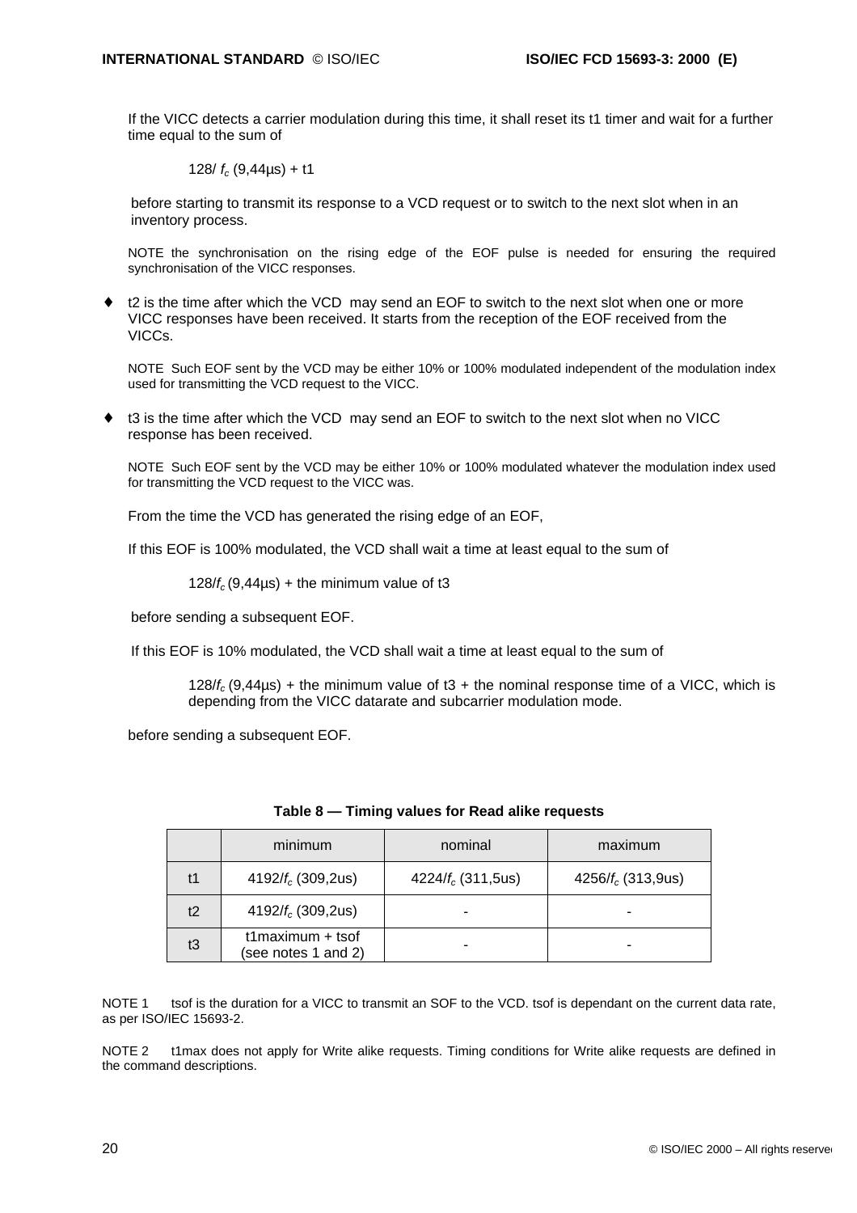If the VICC detects a carrier modulation during this time, it shall reset its t1 timer and wait for a further time equal to the sum of

$128/f_c$ (9,44µs) + t1

before starting to transmit its response to a VCD request or to switch to the next slot when in an inventory process.

NOTE the synchronisation on the rising edge of the EOF pulse is needed for ensuring the required synchronisation of the VICC responses.

- t2 is the time after which the VCD may send an EOF to switch to the next slot when one or more VICC responses have been received. It starts from the reception of the EOF received from the VICCs.

  NOTE Such EOF sent by the VCD may be either 10% or 100% modulated independent of the modulation index used for transmitting the VCD request to the VICC.

- t3 is the time after which the VCD may send an EOF to switch to the next slot when no VICC response has been received.

  NOTE Such EOF sent by the VCD may be either 10% or 100% modulated whatever the modulation index used for transmitting the VCD request to the VICC was.

From the time the VCD has generated the rising edge of an EOF,

If this EOF is 100% modulated, the VCD shall wait a time at least equal to the sum of

$128/f_c$ (9,44µs) + the minimum value of t3

before sending a subsequent EOF.

If this EOF is 10% modulated, the VCD shall wait a time at least equal to the sum of

$128/f_c$ (9,44µs) + the minimum value of t3 + the nominal response time of a VICC, which is depending from the VICC datarate and subcarrier modulation mode.

before sending a subsequent EOF.

**Table 8 — Timing values for Read alike requests**

| | minimum | nominal | maximum |
|---|---|---|---|
| t1 | $4192/f_c$ (309,2us) | $4224/f_c$ (311,5us) | $4256/f_c$ (313,9us) |
| t2 | $4192/f_c$ (309,2us) | - | - |
| t3 | t1maximum + tsof (see notes 1 and 2) | - | - |

NOTE 1 tsof is the duration for a VICC to transmit an SOF to the VCD. tsof is dependant on the current data rate, as per ISO/IEC 15693-2.

NOTE 2 t1max does not apply for Write alike requests. Timing conditions for Write alike requests are defined in the command descriptions.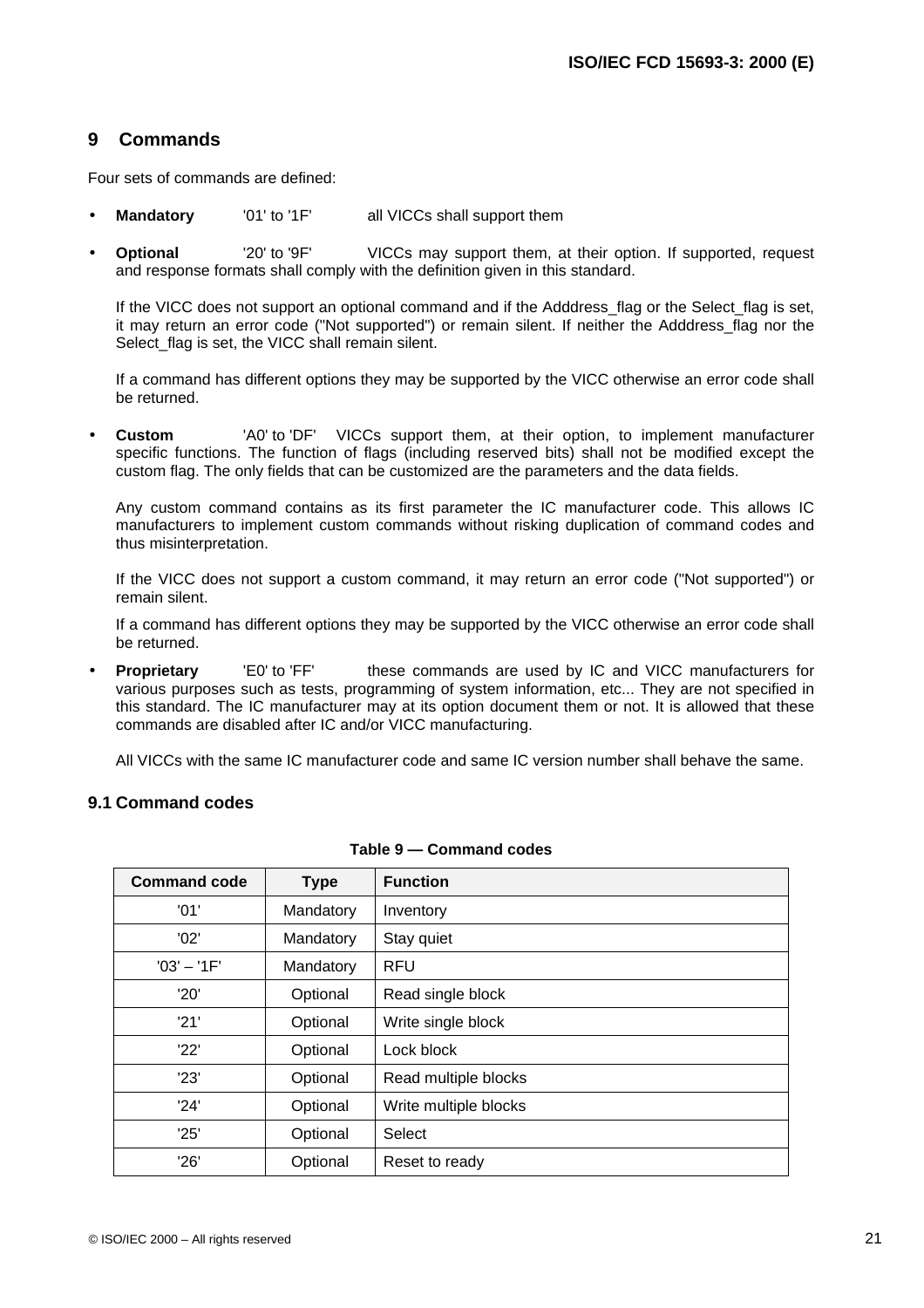# 9 Commands

Four sets of commands are defined:

- **Mandatory** '01' to '1F' all VICCs shall support them

- **Optional** '20' to '9F' VICCs may support them, at their option. If supported, request and response formats shall comply with the definition given in this standard.

  If the VICC does not support an optional command and if the Adddress_flag or the Select_flag is set, it may return an error code ("Not supported") or remain silent. If neither the Adddress_flag nor the Select_flag is set, the VICC shall remain silent.

  If a command has different options they may be supported by the VICC otherwise an error code shall be returned.

- **Custom** 'A0' to 'DF' VICCs support them, at their option, to implement manufacturer specific functions. The function of flags (including reserved bits) shall not be modified except the custom flag. The only fields that can be customized are the parameters and the data fields.

  Any custom command contains as its first parameter the IC manufacturer code. This allows IC manufacturers to implement custom commands without risking duplication of command codes and thus misinterpretation.

  If the VICC does not support a custom command, it may return an error code ("Not supported") or remain silent.

  If a command has different options they may be supported by the VICC otherwise an error code shall be returned.

- **Proprietary** 'E0' to 'FF' these commands are used by IC and VICC manufacturers for various purposes such as tests, programming of system information, etc... They are not specified in this standard. The IC manufacturer may at its option document them or not. It is allowed that these commands are disabled after IC and/or VICC manufacturing.

  All VICCs with the same IC manufacturer code and same IC version number shall behave the same.

## 9.1 Command codes

**Table 9 — Command codes**

| Command code | Type | Function |
|---|---|---|
| '01' | Mandatory | Inventory |
| '02' | Mandatory | Stay quiet |
| '03' – '1F' | Mandatory | RFU |
| '20' | Optional | Read single block |
| '21' | Optional | Write single block |
| '22' | Optional | Lock block |
| '23' | Optional | Read multiple blocks |
| '24' | Optional | Write multiple blocks |
| '25' | Optional | Select |
| '26' | Optional | Reset to ready |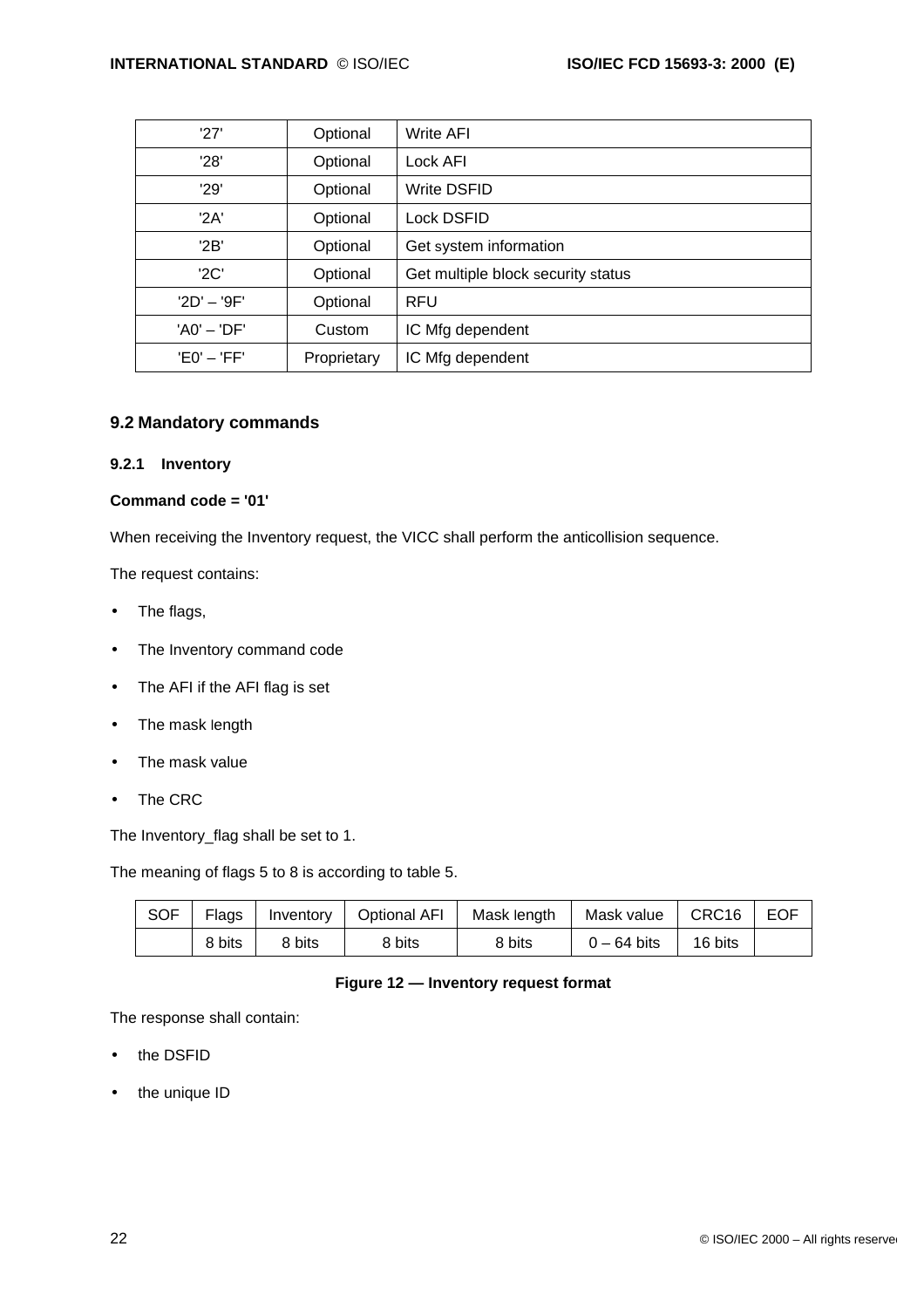| '27' | Optional | Write AFI |
|---|---|---|
| '28' | Optional | Lock AFI |
| '29' | Optional | Write DSFID |
| '2A' | Optional | Lock DSFID |
| '2B' | Optional | Get system information |
| '2C' | Optional | Get multiple block security status |
| '2D' – '9F' | Optional | RFU |
| 'A0' – 'DF' | Custom | IC Mfg dependent |
| 'E0' – 'FF' | Proprietary | IC Mfg dependent |

## 9.2 Mandatory commands

### 9.2.1 Inventory

**Command code = '01'**

When receiving the Inventory request, the VICC shall perform the anticollision sequence.

The request contains:

- The flags,
- The Inventory command code
- The AFI if the AFI flag is set
- The mask length
- The mask value
- The CRC

The Inventory_flag shall be set to 1.

The meaning of flags 5 to 8 is according to table 5.

| SOF | Flags | Inventory | Optional AFI | Mask length | Mask value | CRC16 | EOF |
|---|---|---|---|---|---|---|---|
| | 8 bits | 8 bits | 8 bits | 8 bits | 0 – 64 bits | 16 bits | |

**Figure 12 — Inventory request format**

The response shall contain:

- the DSFID
- the unique ID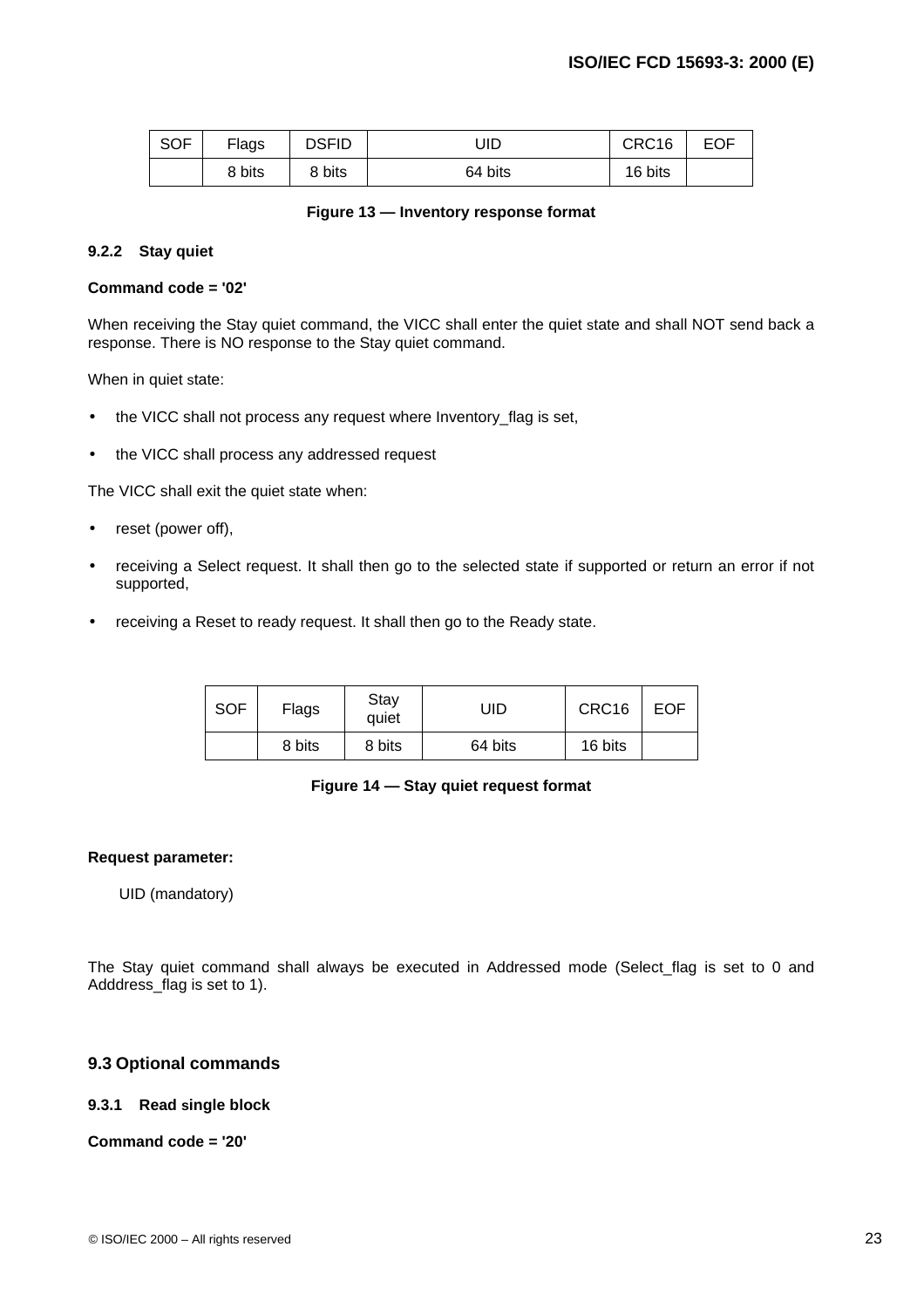| SOF | Flags | DSFID | UID | CRC16 | EOF |
|---|---|---|---|---|---|
| | 8 bits | 8 bits | 64 bits | 16 bits | |

**Figure 13 — Inventory response format**

#### 9.2.2 Stay quiet

**Command code = '02'**

When receiving the Stay quiet command, the VICC shall enter the quiet state and shall NOT send back a response. There is NO response to the Stay quiet command.

When in quiet state:

- the VICC shall not process any request where Inventory_flag is set,
- the VICC shall process any addressed request

The VICC shall exit the quiet state when:

- reset (power off),
- receiving a Select request. It shall then go to the selected state if supported or return an error if not supported,
- receiving a Reset to ready request. It shall then go to the Ready state.

| SOF | Flags | Stay quiet | UID | CRC16 | EOF |
|---|---|---|---|---|---|
| | 8 bits | 8 bits | 64 bits | 16 bits | |

**Figure 14 — Stay quiet request format**

**Request parameter:**

UID (mandatory)

The Stay quiet command shall always be executed in Addressed mode (Select_flag is set to 0 and Adddress_flag is set to 1).

### 9.3 Optional commands

#### 9.3.1 Read single block

**Command code = '20'**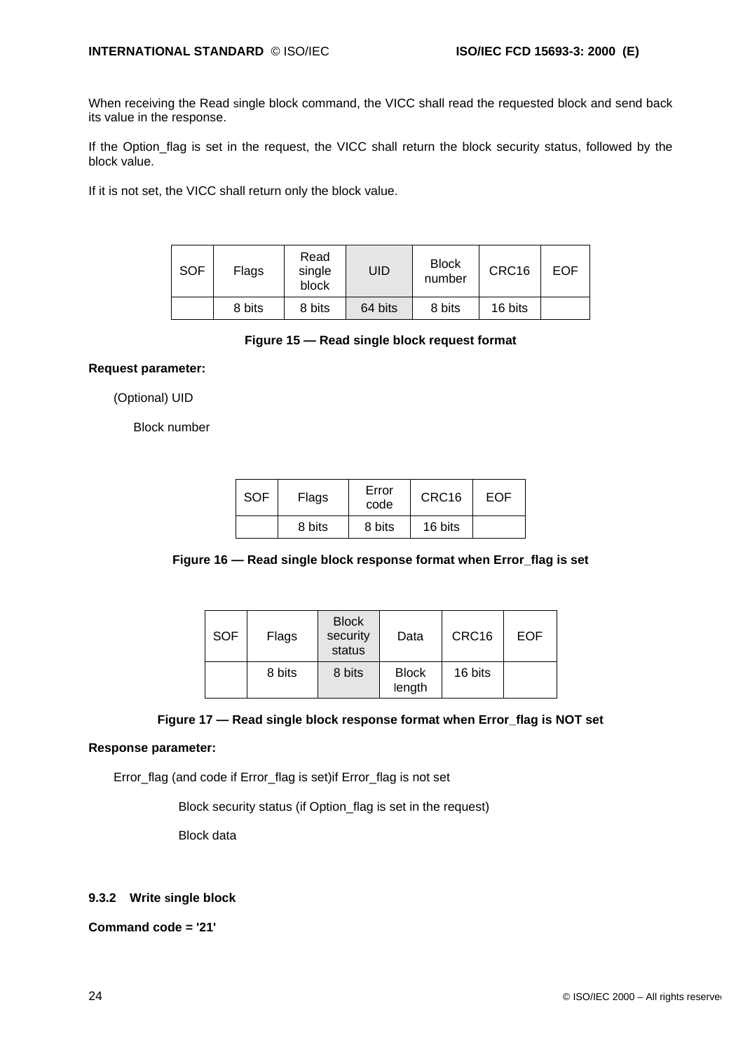When receiving the Read single block command, the VICC shall read the requested block and send back its value in the response.

If the Option_flag is set in the request, the VICC shall return the block security status, followed by the block value.

If it is not set, the VICC shall return only the block value.

| SOF | Flags | Read single block | UID | Block number | CRC16 | EOF |
|---|---|---|---|---|---|---|
| | 8 bits | 8 bits | 64 bits | 8 bits | 16 bits | |

**Figure 15 — Read single block request format**

**Request parameter:**

(Optional) UID

Block number

| SOF | Flags | Error code | CRC16 | EOF |
|---|---|---|---|---|
| | 8 bits | 8 bits | 16 bits | |

**Figure 16 — Read single block response format when Error_flag is set**

| SOF | Flags | Block security status | Data | CRC16 | EOF |
|---|---|---|---|---|---|
| | 8 bits | 8 bits | Block length | 16 bits | |

**Figure 17 — Read single block response format when Error_flag is NOT set**

**Response parameter:**

Error_flag (and code if Error_flag is set)if Error_flag is not set

Block security status (if Option_flag is set in the request)

Block data

#### 9.3.2 Write single block

**Command code = '21'**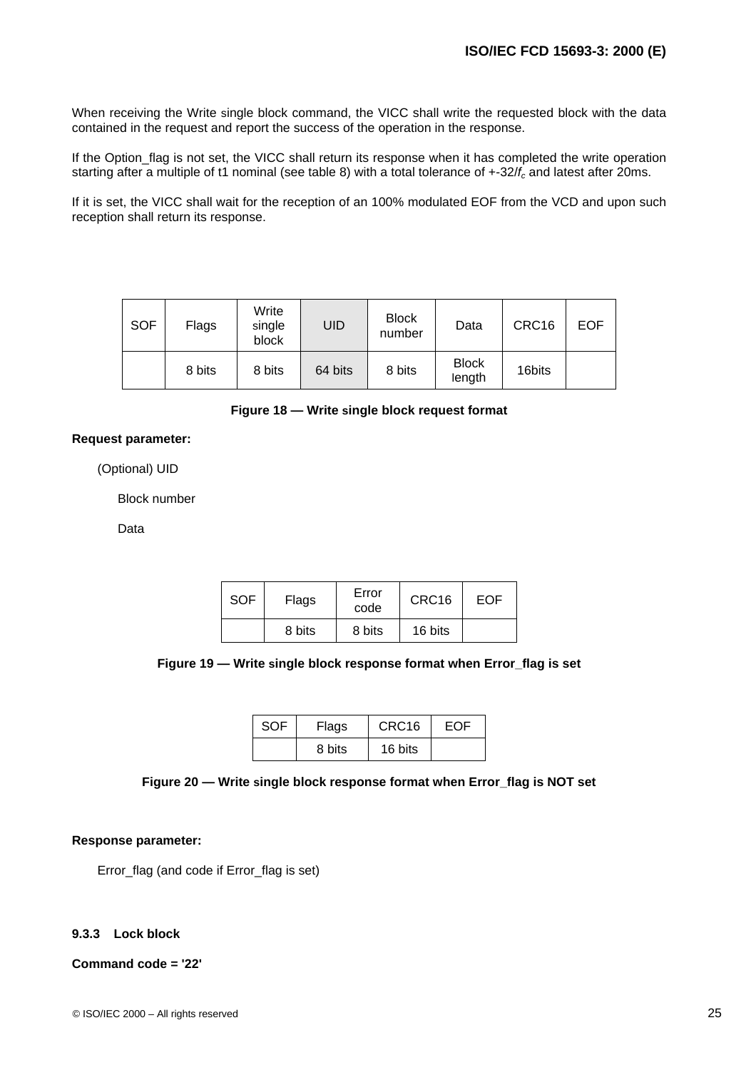When receiving the Write single block command, the VICC shall write the requested block with the data contained in the request and report the success of the operation in the response.

If the Option_flag is not set, the VICC shall return its response when it has completed the write operation starting after a multiple of t1 nominal (see table 8) with a total tolerance of +-32/$f_c$ and latest after 20ms.

If it is set, the VICC shall wait for the reception of an 100% modulated EOF from the VCD and upon such reception shall return its response.

| SOF | Flags | Write single block | UID | Block number | Data | CRC16 | EOF |
|---|---|---|---|---|---|---|---|
| | 8 bits | 8 bits | 64 bits | 8 bits | Block length | 16bits | |

**Figure 18 — Write single block request format**

**Request parameter:**

(Optional) UID

Block number

Data

| SOF | Flags | Error code | CRC16 | EOF |
|---|---|---|---|---|
| | 8 bits | 8 bits | 16 bits | |

**Figure 19 — Write single block response format when Error_flag is set**

| SOF | Flags | CRC16 | EOF |
|---|---|---|---|
| | 8 bits | 16 bits | |

**Figure 20 — Write single block response format when Error_flag is NOT set**

**Response parameter:**

Error_flag (and code if Error_flag is set)

### 9.3.3 Lock block

**Command code = '22'**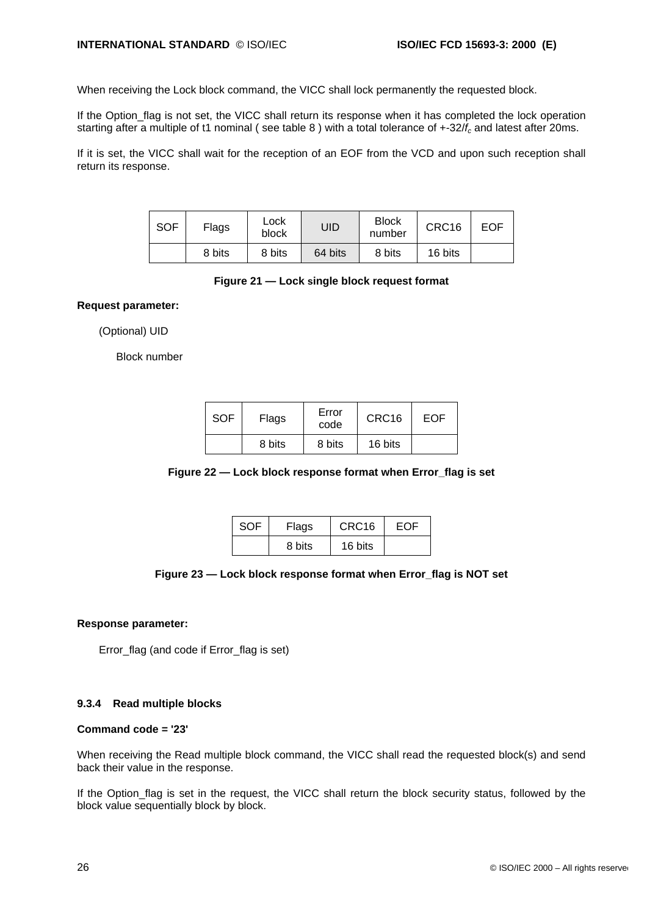When receiving the Lock block command, the VICC shall lock permanently the requested block.

If the Option_flag is not set, the VICC shall return its response when it has completed the lock operation starting after a multiple of t1 nominal ( see table 8 ) with a total tolerance of +-32/$f_c$ and latest after 20ms.

If it is set, the VICC shall wait for the reception of an EOF from the VCD and upon such reception shall return its response.

| SOF | Flags | Lock block | UID | Block number | CRC16 | EOF |
|---|---|---|---|---|---|---|
| | 8 bits | 8 bits | 64 bits | 8 bits | 16 bits | |

**Figure 21 — Lock single block request format**

**Request parameter:**

(Optional) UID

Block number

| SOF | Flags | Error code | CRC16 | EOF |
|---|---|---|---|---|
| | 8 bits | 8 bits | 16 bits | |

**Figure 22 — Lock block response format when Error_flag is set**

| SOF | Flags | CRC16 | EOF |
|---|---|---|---|
| | 8 bits | 16 bits | |

**Figure 23 — Lock block response format when Error_flag is NOT set**

**Response parameter:**

Error_flag (and code if Error_flag is set)

### 9.3.4 Read multiple blocks

**Command code = '23'**

When receiving the Read multiple block command, the VICC shall read the requested block(s) and send back their value in the response.

If the Option_flag is set in the request, the VICC shall return the block security status, followed by the block value sequentially block by block.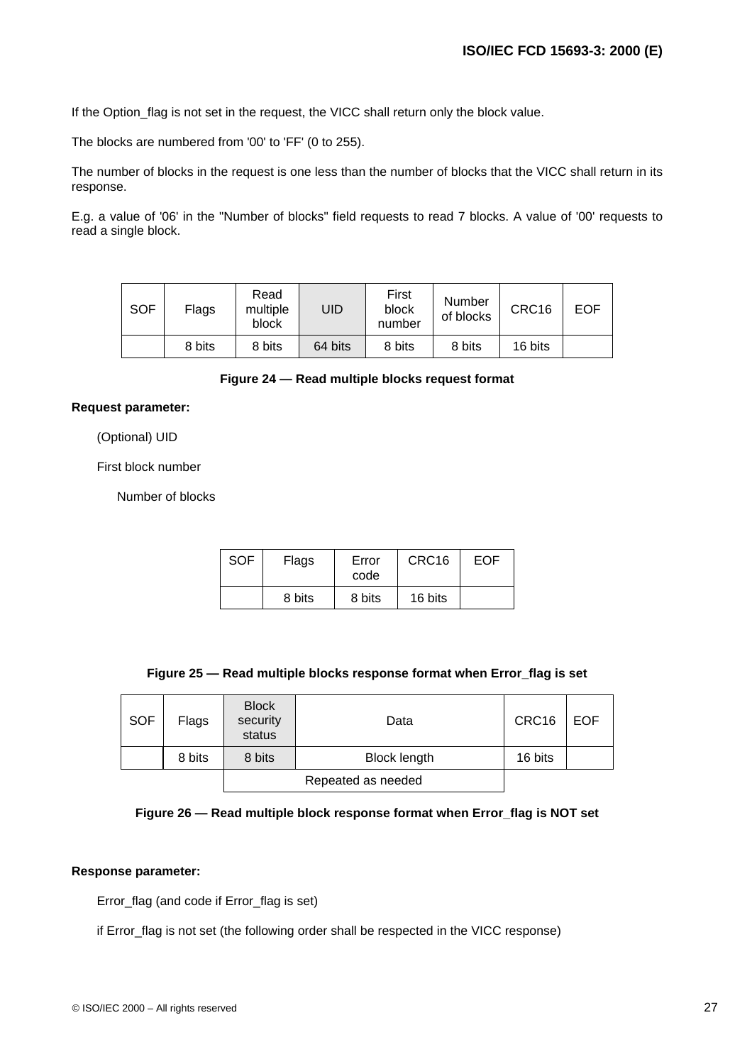If the Option_flag is not set in the request, the VICC shall return only the block value.

The blocks are numbered from '00' to 'FF' (0 to 255).

The number of blocks in the request is one less than the number of blocks that the VICC shall return in its response.

E.g. a value of '06' in the "Number of blocks" field requests to read 7 blocks. A value of '00' requests to read a single block.

| SOF | Flags | Read multiple block | UID | First block number | Number of blocks | CRC16 | EOF |
|---|---|---|---|---|---|---|---|
| | 8 bits | 8 bits | 64 bits | 8 bits | 8 bits | 16 bits | |

**Figure 24 — Read multiple blocks request format**

**Request parameter:**

(Optional) UID

First block number

Number of blocks

| SOF | Flags | Error code | CRC16 | EOF |
|---|---|---|---|---|
| | 8 bits | 8 bits | 16 bits | |

**Figure 25 — Read multiple blocks response format when Error_flag is set**

| SOF | Flags | Block security status | Data | CRC16 | EOF |
|---|---|---|---|---|---|
| | 8 bits | 8 bits | Block length | 16 bits | |
| | | Repeated as needed | | | |

**Figure 26 — Read multiple block response format when Error_flag is NOT set**

**Response parameter:**

Error_flag (and code if Error_flag is set)

if Error_flag is not set (the following order shall be respected in the VICC response)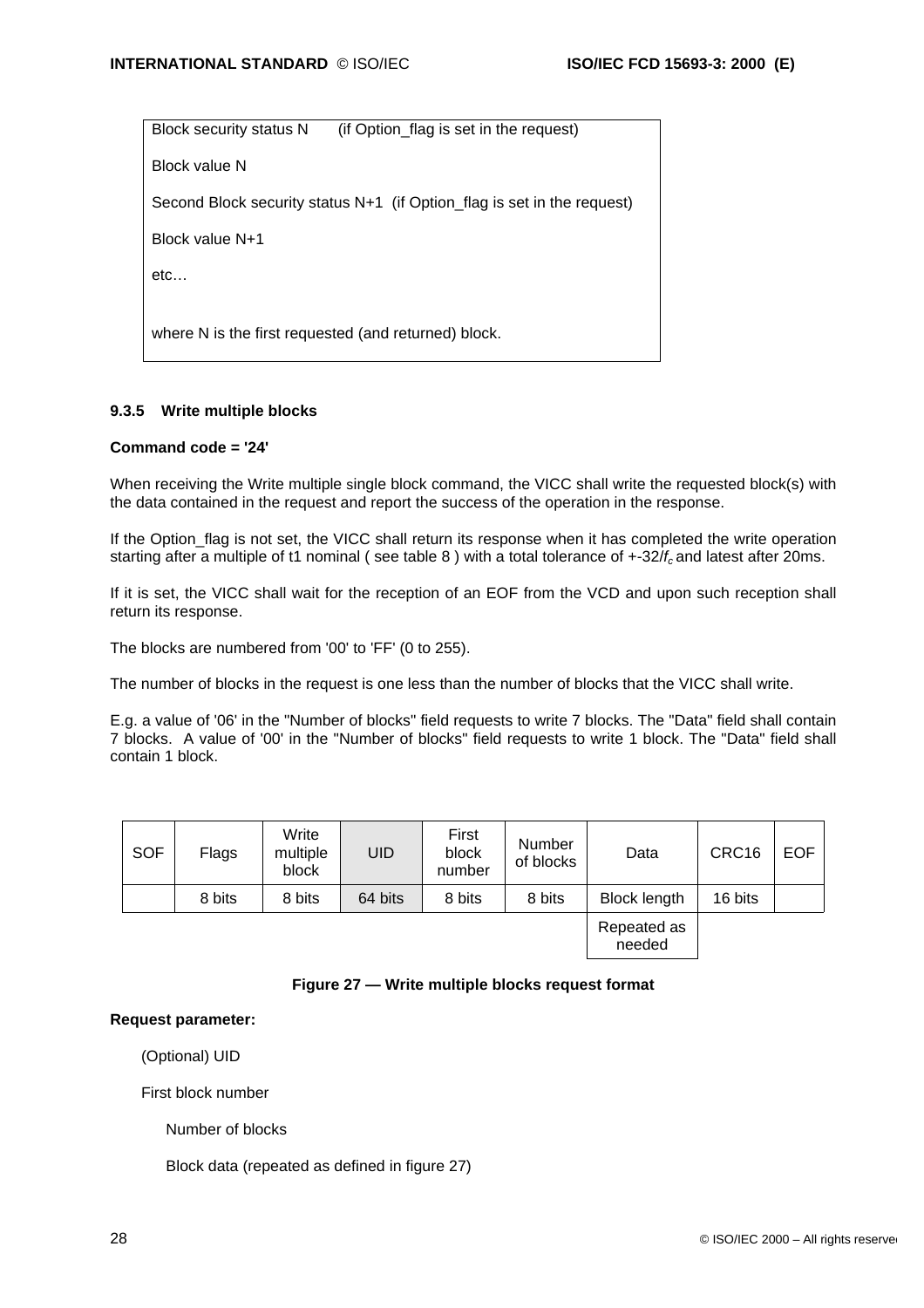| Block security status N (if Option_flag is set in the request) |
| --- |
| Block value N |
| Second Block security status N+1 (if Option_flag is set in the request) |
| Block value N+1 |
| etc… |
| where N is the first requested (and returned) block. |

### 9.3.5 Write multiple blocks

**Command code = '24'**

When receiving the Write multiple single block command, the VICC shall write the requested block(s) with the data contained in the request and report the success of the operation in the response.

If the Option_flag is not set, the VICC shall return its response when it has completed the write operation starting after a multiple of t1 nominal ( see table 8 ) with a total tolerance of +-32/$f_c$ and latest after 20ms.

If it is set, the VICC shall wait for the reception of an EOF from the VCD and upon such reception shall return its response.

The blocks are numbered from '00' to 'FF' (0 to 255).

The number of blocks in the request is one less than the number of blocks that the VICC shall write.

E.g. a value of '06' in the "Number of blocks" field requests to write 7 blocks. The "Data" field shall contain 7 blocks. A value of '00' in the "Number of blocks" field requests to write 1 block. The "Data" field shall contain 1 block.

| SOF | Flags | Write multiple block | UID | First block number | Number of blocks | Data | CRC16 | EOF |
| --- | --- | --- | --- | --- | --- | --- | --- | --- |
| | 8 bits | 8 bits | 64 bits | 8 bits | 8 bits | Block length | 16 bits | |
| | | | | | | Repeated as needed | | |

**Figure 27 — Write multiple blocks request format**

**Request parameter:**

(Optional) UID

First block number

Number of blocks

Block data (repeated as defined in figure 27)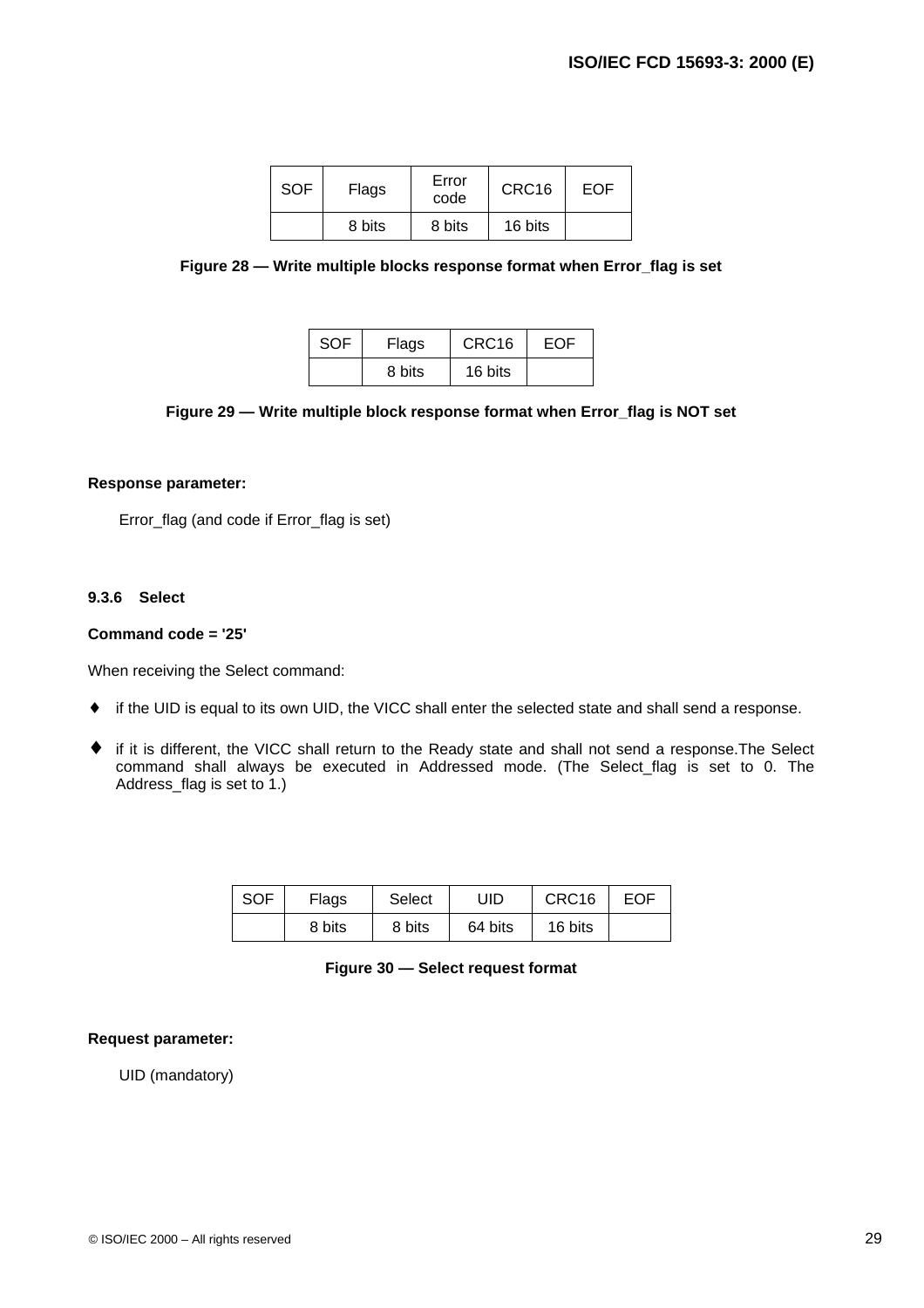| SOF | Flags | Error code | CRC16 | EOF |
|---|---|---|---|---|
| | 8 bits | 8 bits | 16 bits | |

**Figure 28 — Write multiple blocks response format when Error_flag is set**

| SOF | Flags | CRC16 | EOF |
|---|---|---|---|
| | 8 bits | 16 bits | |

**Figure 29 — Write multiple block response format when Error_flag is NOT set**

**Response parameter:**

Error_flag (and code if Error_flag is set)

### 9.3.6 Select

**Command code = '25'**

When receiving the Select command:

- if the UID is equal to its own UID, the VICC shall enter the selected state and shall send a response.
- if it is different, the VICC shall return to the Ready state and shall not send a response.The Select command shall always be executed in Addressed mode. (The Select_flag is set to 0. The Address_flag is set to 1.)

| SOF | Flags | Select | UID | CRC16 | EOF |
|---|---|---|---|---|---|
| | 8 bits | 8 bits | 64 bits | 16 bits | |

**Figure 30 — Select request format**

**Request parameter:**

UID (mandatory)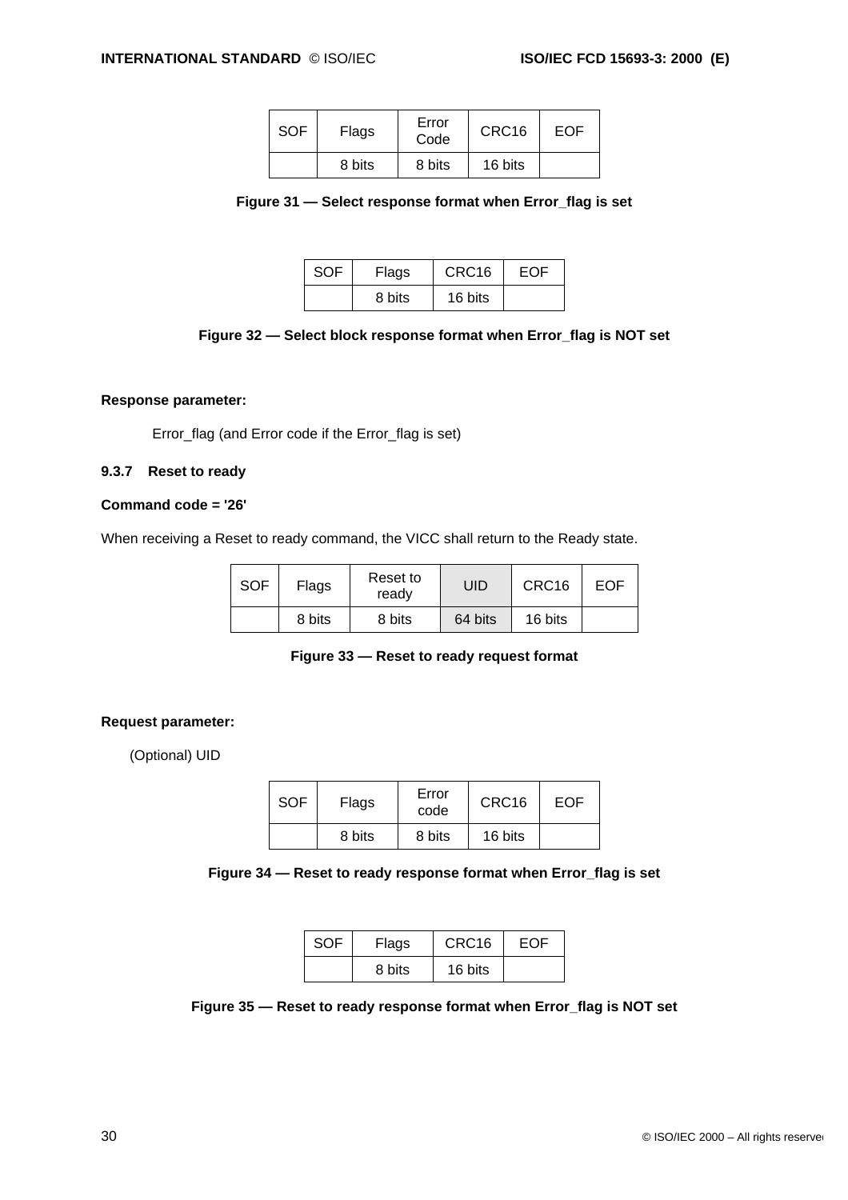| SOF | Flags | Error Code | CRC16 | EOF |
|---|---|---|---|---|
| | 8 bits | 8 bits | 16 bits | |

**Figure 31 — Select response format when Error_flag is set**

| SOF | Flags | CRC16 | EOF |
|---|---|---|---|
| | 8 bits | 16 bits | |

**Figure 32 — Select block response format when Error_flag is NOT set**

**Response parameter:**

Error_flag (and Error code if the Error_flag is set)

### 9.3.7 Reset to ready

**Command code = '26'**

When receiving a Reset to ready command, the VICC shall return to the Ready state.

| SOF | Flags | Reset to ready | UID | CRC16 | EOF |
|---|---|---|---|---|---|
| | 8 bits | 8 bits | 64 bits | 16 bits | |

**Figure 33 — Reset to ready request format**

**Request parameter:**

(Optional) UID

| SOF | Flags | Error code | CRC16 | EOF |
|---|---|---|---|---|
| | 8 bits | 8 bits | 16 bits | |

**Figure 34 — Reset to ready response format when Error_flag is set**

| SOF | Flags | CRC16 | EOF |
|---|---|---|---|
| | 8 bits | 16 bits | |

**Figure 35 — Reset to ready response format when Error_flag is NOT set**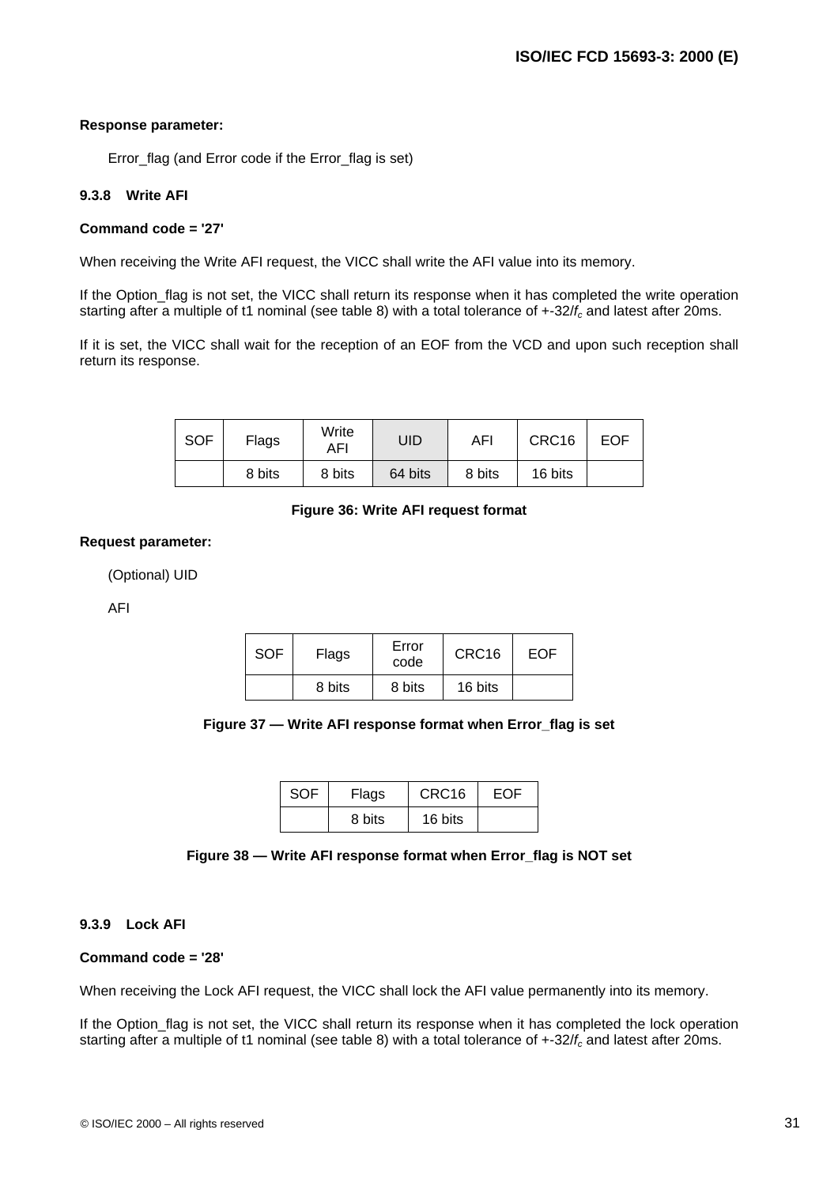**Response parameter:**

Error_flag (and Error code if the Error_flag is set)

### 9.3.8 Write AFI

**Command code = '27'**

When receiving the Write AFI request, the VICC shall write the AFI value into its memory.

If the Option_flag is not set, the VICC shall return its response when it has completed the write operation starting after a multiple of t1 nominal (see table 8) with a total tolerance of +-32/$f_c$ and latest after 20ms.

If it is set, the VICC shall wait for the reception of an EOF from the VCD and upon such reception shall return its response.

| SOF | Flags | Write AFI | UID | AFI | CRC16 | EOF |
|---|---|---|---|---|---|---|
| | 8 bits | 8 bits | 64 bits | 8 bits | 16 bits | |

**Figure 36: Write AFI request format**

**Request parameter:**

(Optional) UID

AFI

| SOF | Flags | Error code | CRC16 | EOF |
|---|---|---|---|---|
| | 8 bits | 8 bits | 16 bits | |

**Figure 37 — Write AFI response format when Error_flag is set**

| SOF | Flags | CRC16 | EOF |
|---|---|---|---|
| | 8 bits | 16 bits | |

**Figure 38 — Write AFI response format when Error_flag is NOT set**

### 9.3.9 Lock AFI

**Command code = '28'**

When receiving the Lock AFI request, the VICC shall lock the AFI value permanently into its memory.

If the Option_flag is not set, the VICC shall return its response when it has completed the lock operation starting after a multiple of t1 nominal (see table 8) with a total tolerance of +-32/$f_c$ and latest after 20ms.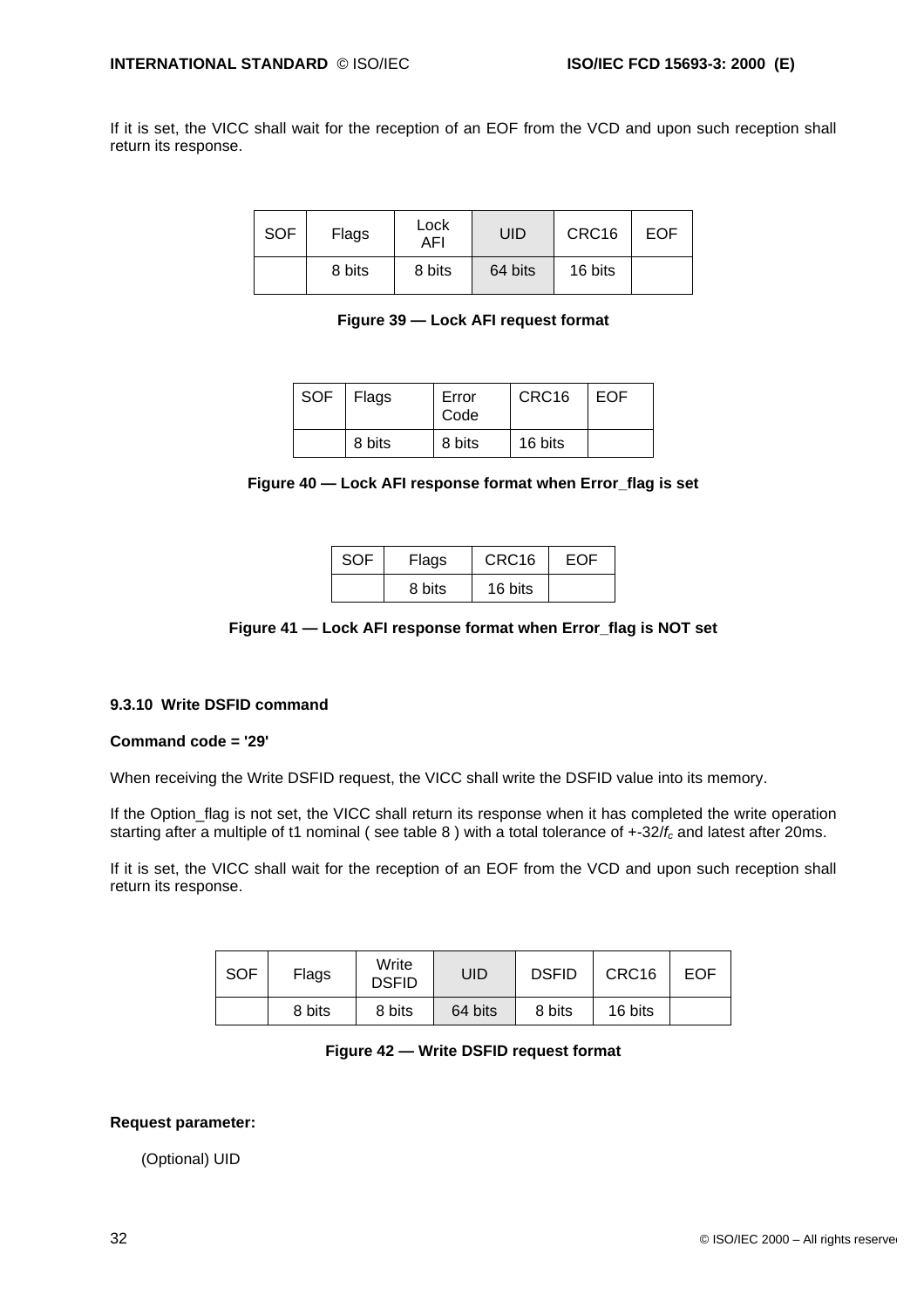If it is set, the VICC shall wait for the reception of an EOF from the VCD and upon such reception shall return its response.

| SOF | Flags | Lock AFI | UID | CRC16 | EOF |
|---|---|---|---|---|---|
| | 8 bits | 8 bits | 64 bits | 16 bits | |

**Figure 39 — Lock AFI request format**

| SOF | Flags | Error Code | CRC16 | EOF |
|---|---|---|---|---|
| | 8 bits | 8 bits | 16 bits | |

**Figure 40 — Lock AFI response format when Error_flag is set**

| SOF | Flags | CRC16 | EOF |
|---|---|---|---|
| | 8 bits | 16 bits | |

**Figure 41 — Lock AFI response format when Error_flag is NOT set**

### 9.3.10 Write DSFID command

**Command code = '29'**

When receiving the Write DSFID request, the VICC shall write the DSFID value into its memory.

If the Option_flag is not set, the VICC shall return its response when it has completed the write operation starting after a multiple of t1 nominal ( see table 8 ) with a total tolerance of +-32/$f_c$ and latest after 20ms.

If it is set, the VICC shall wait for the reception of an EOF from the VCD and upon such reception shall return its response.

| SOF | Flags | Write DSFID | UID | DSFID | CRC16 | EOF |
|---|---|---|---|---|---|---|
| | 8 bits | 8 bits | 64 bits | 8 bits | 16 bits | |

**Figure 42 — Write DSFID request format**

**Request parameter:**

(Optional) UID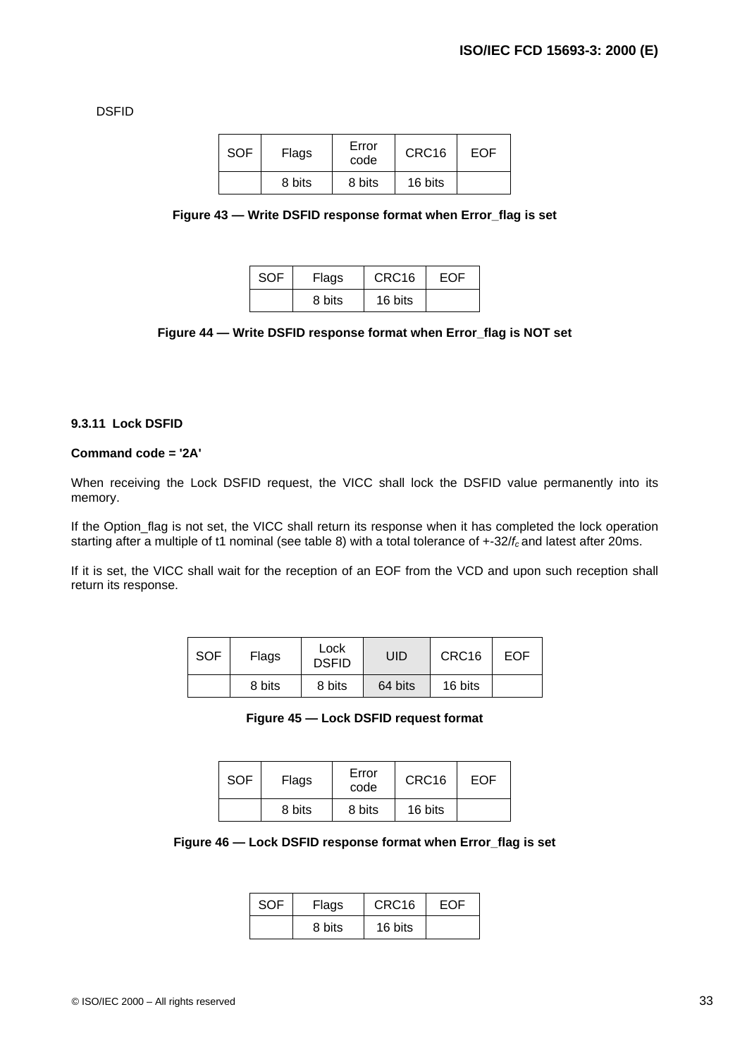DSFID

| SOF | Flags | Error code | CRC16 | EOF |
|---|---|---|---|---|
| | 8 bits | 8 bits | 16 bits | |

**Figure 43 — Write DSFID response format when Error_flag is set**

| SOF | Flags | CRC16 | EOF |
|---|---|---|---|
| | 8 bits | 16 bits | |

**Figure 44 — Write DSFID response format when Error_flag is NOT set**

### 9.3.11 Lock DSFID

**Command code = '2A'**

When receiving the Lock DSFID request, the VICC shall lock the DSFID value permanently into its memory.

If the Option_flag is not set, the VICC shall return its response when it has completed the lock operation starting after a multiple of t1 nominal (see table 8) with a total tolerance of +-32/$f_c$ and latest after 20ms.

If it is set, the VICC shall wait for the reception of an EOF from the VCD and upon such reception shall return its response.

| SOF | Flags | Lock DSFID | UID | CRC16 | EOF |
|---|---|---|---|---|---|
| | 8 bits | 8 bits | 64 bits | 16 bits | |

**Figure 45 — Lock DSFID request format**

| SOF | Flags | Error code | CRC16 | EOF |
|---|---|---|---|---|
| | 8 bits | 8 bits | 16 bits | |

**Figure 46 — Lock DSFID response format when Error_flag is set**

| SOF | Flags | CRC16 | EOF |
|---|---|---|---|
| | 8 bits | 16 bits | |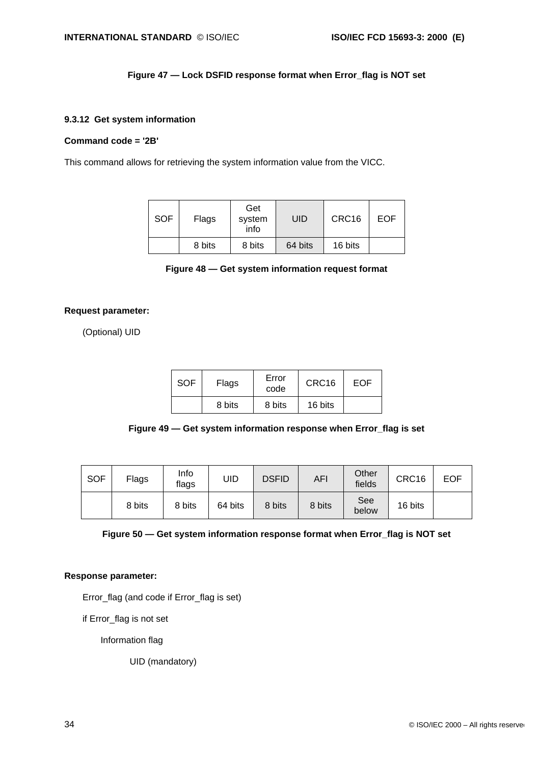**Figure 47 — Lock DSFID response format when Error_flag is NOT set**

### 9.3.12 Get system information

**Command code = '2B'**

This command allows for retrieving the system information value from the VICC.

| SOF | Flags | Get system info | UID | CRC16 | EOF |
|---|---|---|---|---|---|
| | 8 bits | 8 bits | 64 bits | 16 bits | |

**Figure 48 — Get system information request format**

**Request parameter:**

(Optional) UID

| SOF | Flags | Error code | CRC16 | EOF |
|---|---|---|---|---|
| | 8 bits | 8 bits | 16 bits | |

**Figure 49 — Get system information response when Error_flag is set**

| SOF | Flags | Info flags | UID | DSFID | AFI | Other fields | CRC16 | EOF |
|---|---|---|---|---|---|---|---|---|
| | 8 bits | 8 bits | 64 bits | 8 bits | 8 bits | See below | 16 bits | |

**Figure 50 — Get system information response format when Error_flag is NOT set**

**Response parameter:**

Error_flag (and code if Error_flag is set)

if Error_flag is not set

Information flag

UID (mandatory)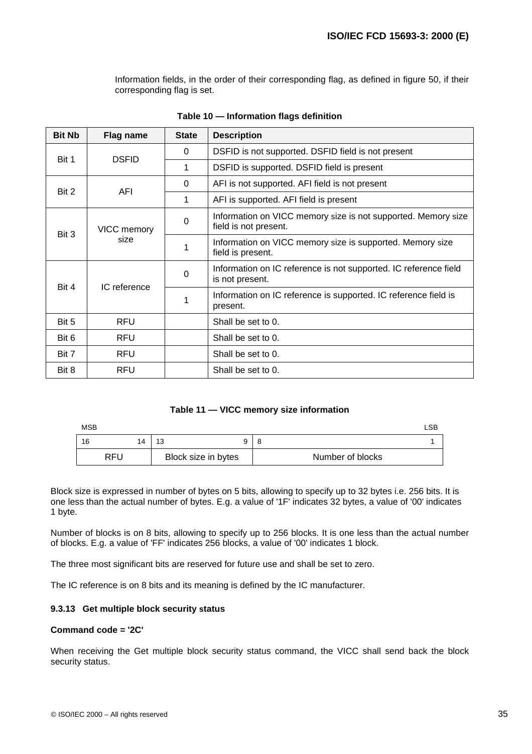Information fields, in the order of their corresponding flag, as defined in figure 50, if their corresponding flag is set.

**Table 10 — Information flags definition**

| Bit Nb | Flag name | State | Description |
|---|---|---|---|
| Bit 1 | DSFID | 0 | DSFID is not supported. DSFID field is not present |
| | | 1 | DSFID is supported. DSFID field is present |
| Bit 2 | AFI | 0 | AFI is not supported. AFI field is not present |
| | | 1 | AFI is supported. AFI field is present |
| Bit 3 | VICC memory size | 0 | Information on VICC memory size is not supported. Memory size field is not present. |
| | | 1 | Information on VICC memory size is supported. Memory size field is present. |
| Bit 4 | IC reference | 0 | Information on IC reference is not supported. IC reference field is not present. |
| | | 1 | Information on IC reference is supported. IC reference field is present. |
| Bit 5 | RFU | | Shall be set to 0. |
| Bit 6 | RFU | | Shall be set to 0. |
| Bit 7 | RFU | | Shall be set to 0. |
| Bit 8 | RFU | | Shall be set to 0. |

**Table 11 — VICC memory size information**

| MSB 16 14 | 13 9 | 8 1 LSB |
|---|---|---|
| RFU | Block size in bytes | Number of blocks |

Block size is expressed in number of bytes on 5 bits, allowing to specify up to 32 bytes i.e. 256 bits. It is one less than the actual number of bytes. E.g. a value of '1F' indicates 32 bytes, a value of '00' indicates 1 byte.

Number of blocks is on 8 bits, allowing to specify up to 256 blocks. It is one less than the actual number of blocks. E.g. a value of 'FF' indicates 256 blocks, a value of '00' indicates 1 block.

The three most significant bits are reserved for future use and shall be set to zero.

The IC reference is on 8 bits and its meaning is defined by the IC manufacturer.

#### 9.3.13 Get multiple block security status

**Command code = '2C'**

When receiving the Get multiple block security status command, the VICC shall send back the block security status.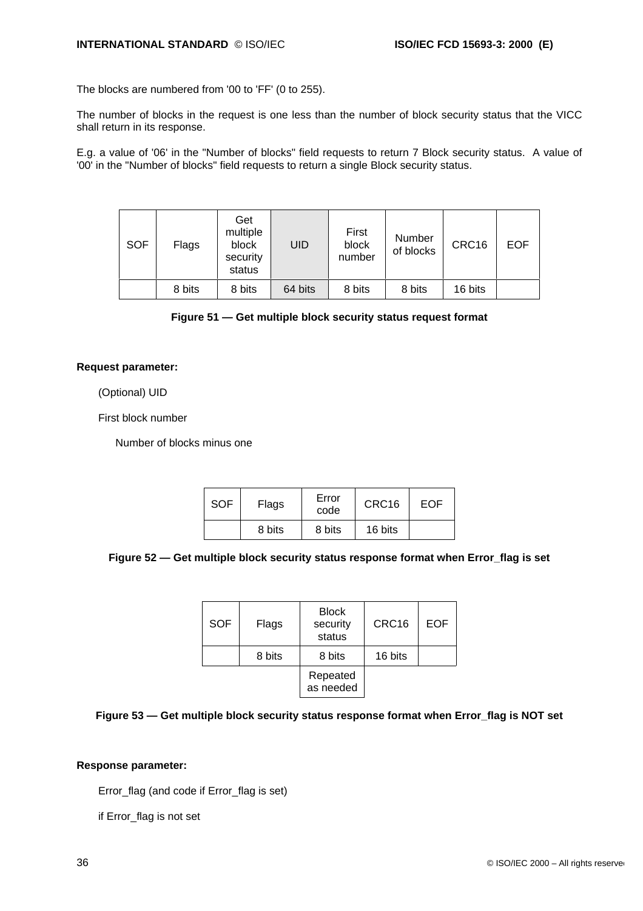The blocks are numbered from '00 to 'FF' (0 to 255).

The number of blocks in the request is one less than the number of block security status that the VICC shall return in its response.

E.g. a value of '06' in the "Number of blocks" field requests to return 7 Block security status. A value of '00' in the "Number of blocks" field requests to return a single Block security status.

| SOF | Flags | Get multiple block security status | UID | First block number | Number of blocks | CRC16 | EOF |
|---|---|---|---|---|---|---|---|
| | 8 bits | 8 bits | 64 bits | 8 bits | 8 bits | 16 bits | |

**Figure 51 — Get multiple block security status request format**

**Request parameter:**

(Optional) UID

First block number

Number of blocks minus one

| SOF | Flags | Error code | CRC16 | EOF |
|---|---|---|---|---|
| | 8 bits | 8 bits | 16 bits | |

**Figure 52 — Get multiple block security status response format when Error_flag is set**

| SOF | Flags | Block security status | CRC16 | EOF |
|---|---|---|---|---|
| | 8 bits | 8 bits | 16 bits | |
| | | Repeated as needed | | |

**Figure 53 — Get multiple block security status response format when Error_flag is NOT set**

**Response parameter:**

Error_flag (and code if Error_flag is set)

if Error_flag is not set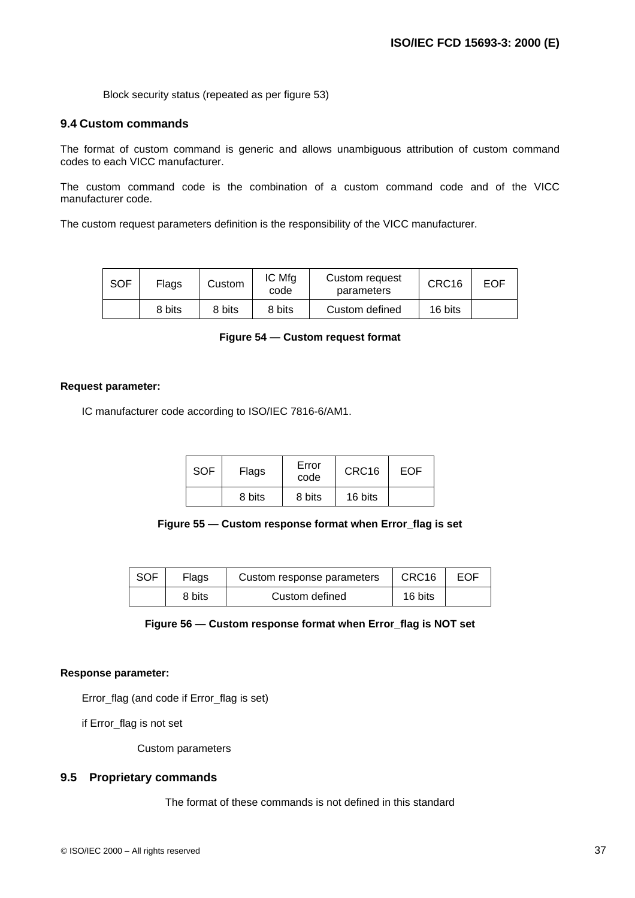Block security status (repeated as per figure 53)

## 9.4 Custom commands

The format of custom command is generic and allows unambiguous attribution of custom command codes to each VICC manufacturer.

The custom command code is the combination of a custom command code and of the VICC manufacturer code.

The custom request parameters definition is the responsibility of the VICC manufacturer.

| SOF | Flags | Custom | IC Mfg code | Custom request parameters | CRC16 | EOF |
|---|---|---|---|---|---|---|
| | 8 bits | 8 bits | 8 bits | Custom defined | 16 bits | |

**Figure 54 — Custom request format**

**Request parameter:**

IC manufacturer code according to ISO/IEC 7816-6/AM1.

| SOF | Flags | Error code | CRC16 | EOF |
|---|---|---|---|---|
| | 8 bits | 8 bits | 16 bits | |

**Figure 55 — Custom response format when Error_flag is set**

| SOF | Flags | Custom response parameters | CRC16 | EOF |
|---|---|---|---|---|
| | 8 bits | Custom defined | 16 bits | |

**Figure 56 — Custom response format when Error_flag is NOT set**

**Response parameter:**

Error_flag (and code if Error_flag is set)

if Error_flag is not set

Custom parameters

## 9.5 Proprietary commands

The format of these commands is not defined in this standard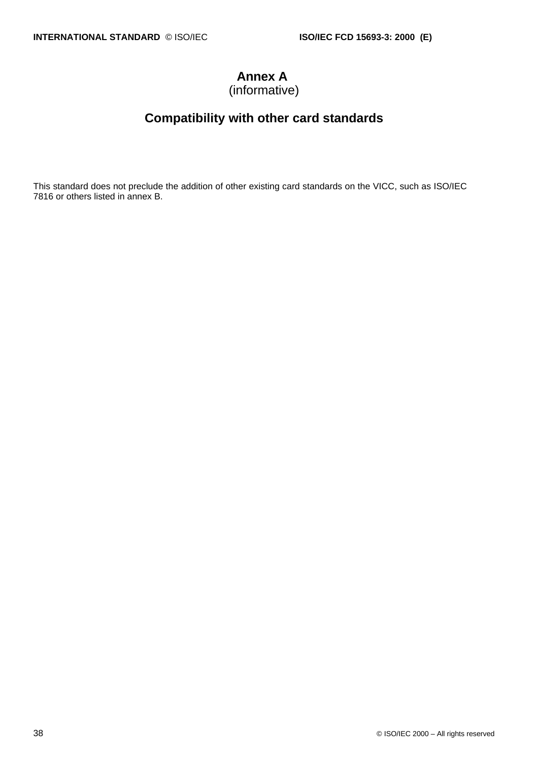# Annex A
(informative)

# Compatibility with other card standards

This standard does not preclude the addition of other existing card standards on the VICC, such as ISO/IEC 7816 or others listed in annex B.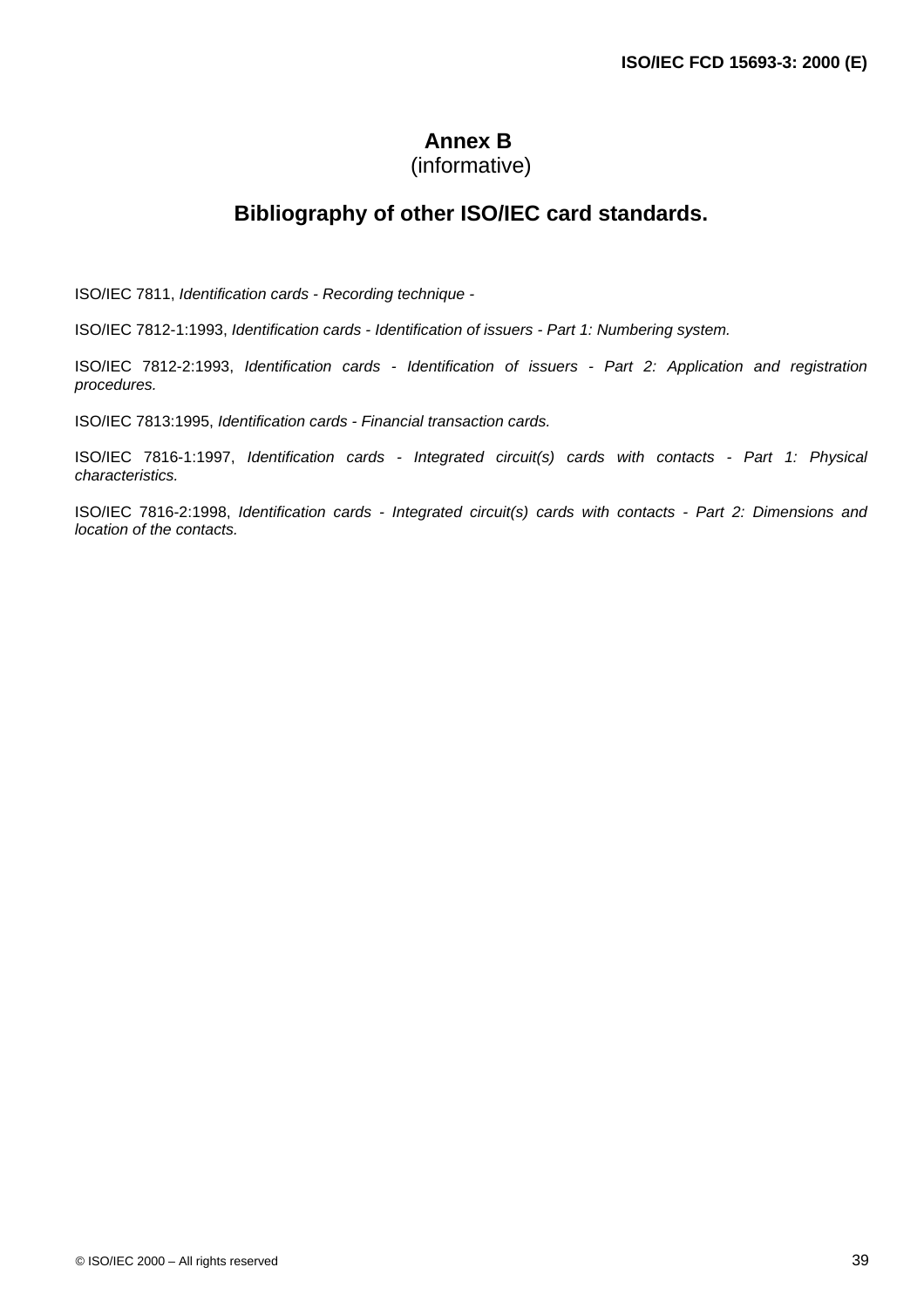# Annex B
(informative)

## Bibliography of other ISO/IEC card standards.

ISO/IEC 7811, *Identification cards - Recording technique -*

ISO/IEC 7812-1:1993, *Identification cards - Identification of issuers - Part 1: Numbering system.*

ISO/IEC 7812-2:1993, *Identification cards - Identification of issuers - Part 2: Application and registration procedures.*

ISO/IEC 7813:1995, *Identification cards - Financial transaction cards.*

ISO/IEC 7816-1:1997, *Identification cards - Integrated circuit(s) cards with contacts - Part 1: Physical characteristics.*

ISO/IEC 7816-2:1998, *Identification cards - Integrated circuit(s) cards with contacts - Part 2: Dimensions and location of the contacts.*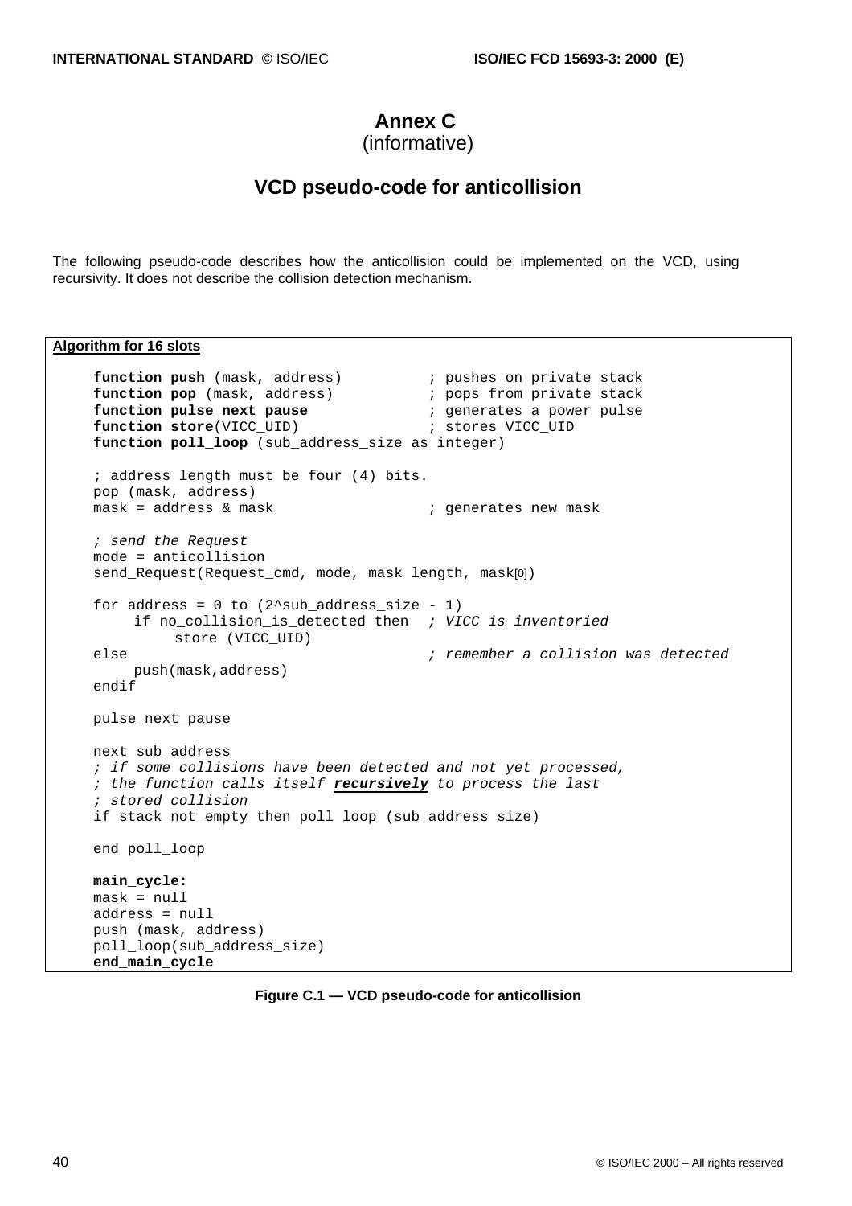# Annex C

(informative)

## VCD pseudo-code for anticollision

The following pseudo-code describes how the anticollision could be implemented on the VCD, using recursivity. It does not describe the collision detection mechanism.

**Algorithm for 16 slots**

```
function push (mask, address)          ; pushes on private stack
function pop (mask, address)           ; pops from private stack
function pulse_next_pause              ; generates a power pulse
function store(VICC_UID)               ; stores VICC_UID
function poll_loop (sub_address_size as integer)

; address length must be four (4) bits.
pop (mask, address)
mask = address & mask                  ; generates new mask

; send the Request
mode = anticollision
send_Request(Request_cmd, mode, mask length, mask[0])

for address = 0 to (2^sub_address_size - 1)
     if no_collision_is_detected then  ; VICC is inventoried
          store (VICC_UID)
else                                   ; remember a collision was detected
     push(mask,address)
endif

pulse_next_pause

next sub_address
; if some collisions have been detected and not yet processed,
; the function calls itself recursively to process the last
; stored collision
if stack_not_empty then poll_loop (sub_address_size)

end poll_loop

main_cycle:
mask = null
address = null
push (mask, address)
poll_loop(sub_address_size)
end_main_cycle
```

**Figure C.1 — VCD pseudo-code for anticollision**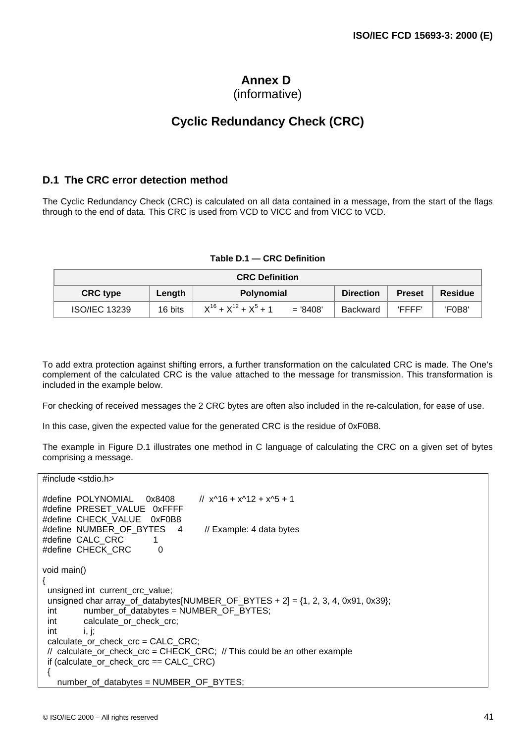# Annex D
(informative)

# Cyclic Redundancy Check (CRC)

## D.1 The CRC error detection method

The Cyclic Redundancy Check (CRC) is calculated on all data contained in a message, from the start of the flags through to the end of data. This CRC is used from VCD to VICC and from VICC to VCD.

**Table D.1 — CRC Definition**

| CRC Definition | | | | | |
|---|---|---|---|---|---|
| **CRC type** | **Length** | **Polynomial** | **Direction** | **Preset** | **Residue** |
| ISO/IEC 13239 | 16 bits | $X^{16} + X^{12} + X^5 + 1$ = '8408' | Backward | 'FFFF' | 'F0B8' |

To add extra protection against shifting errors, a further transformation on the calculated CRC is made. The One's complement of the calculated CRC is the value attached to the message for transmission. This transformation is included in the example below.

For checking of received messages the 2 CRC bytes are often also included in the re-calculation, for ease of use.

In this case, given the expected value for the generated CRC is the residue of 0xF0B8.

The example in Figure D.1 illustrates one method in C language of calculating the CRC on a given set of bytes comprising a message.

```
#include <stdio.h>

#define  POLYNOMIAL     0x8408         //  x^16 + x^12 + x^5 + 1
#define  PRESET_VALUE   0xFFFF
#define  CHECK_VALUE    0xF0B8
#define  NUMBER_OF_BYTES     4        // Example: 4 data bytes
#define  CALC_CRC           1
#define  CHECK_CRC          0

void main()
{
  unsigned int  current_crc_value;
  unsigned char array_of_databytes[NUMBER_OF_BYTES + 2] = {1, 2, 3, 4, 0x91, 0x39};
  int          number_of_databytes = NUMBER_OF_BYTES;
  int          calculate_or_check_crc;
  int          i, j;
  calculate_or_check_crc = CALC_CRC;
  //  calculate_or_check_crc = CHECK_CRC;  // This could be an other example
  if (calculate_or_check_crc == CALC_CRC)
  {
     number_of_databytes = NUMBER_OF_BYTES;
```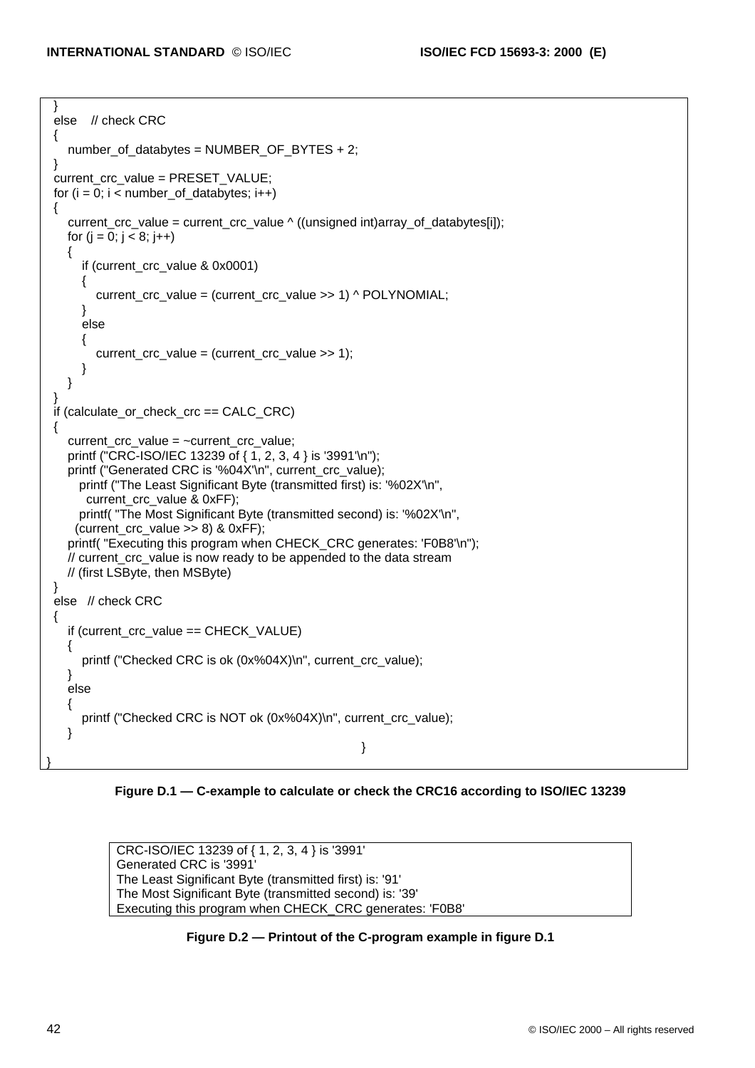```
  }
  else    // check CRC
  {
     number_of_databytes = NUMBER_OF_BYTES + 2;
  }
  current_crc_value = PRESET_VALUE;
  for (i = 0; i < number_of_databytes; i++)
  {
     current_crc_value = current_crc_value ^ ((unsigned int)array_of_databytes[i]);
     for (j = 0; j < 8; j++)
     {
        if (current_crc_value & 0x0001)
        {
           current_crc_value = (current_crc_value >> 1) ^ POLYNOMIAL;
        }
        else
        {
           current_crc_value = (current_crc_value >> 1);
        }
     }
  }
  if (calculate_or_check_crc == CALC_CRC)
  {
     current_crc_value = ~current_crc_value;
     printf ("CRC-ISO/IEC 13239 of { 1, 2, 3, 4 } is '3991'\n");
     printf ("Generated CRC is '%04X'\n", current_crc_value);
       printf ("The Least Significant Byte (transmitted first) is: '%02X'\n",
         current_crc_value & 0xFF);
       printf( "The Most Significant Byte (transmitted second) is: '%02X'\n",
      (current_crc_value >> 8) & 0xFF);
     printf( "Executing this program when CHECK_CRC generates: 'F0B8'\n");
     // current_crc_value is now ready to be appended to the data stream
     // (first LSByte, then MSByte)
  }
  else   // check CRC
  {
     if (current_crc_value == CHECK_VALUE)
     {
        printf ("Checked CRC is ok (0x%04X)\n", current_crc_value);
     }
     else
     {
        printf ("Checked CRC is NOT ok (0x%04X)\n", current_crc_value);
     }
                                                       }
}
```

**Figure D.1 — C-example to calculate or check the CRC16 according to ISO/IEC 13239**

```
CRC-ISO/IEC 13239 of { 1, 2, 3, 4 } is '3991'
Generated CRC is '3991'
The Least Significant Byte (transmitted first) is: '91'
The Most Significant Byte (transmitted second) is: '39'
Executing this program when CHECK_CRC generates: 'F0B8'
```

**Figure D.2 — Printout of the C-program example in figure D.1**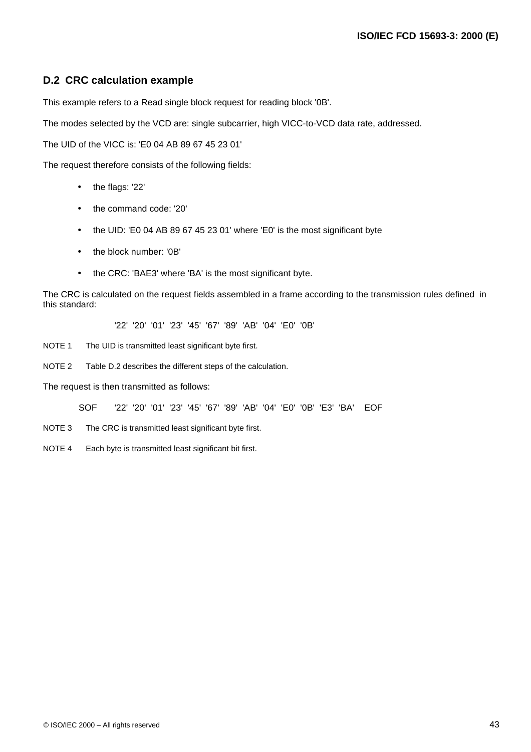## D.2 CRC calculation example

This example refers to a Read single block request for reading block '0B'.

The modes selected by the VCD are: single subcarrier, high VICC-to-VCD data rate, addressed.

The UID of the VICC is: 'E0 04 AB 89 67 45 23 01'

The request therefore consists of the following fields:

- the flags: '22'
- the command code: '20'
- the UID: 'E0 04 AB 89 67 45 23 01' where 'E0' is the most significant byte
- the block number: '0B'
- the CRC: 'BAE3' where 'BA' is the most significant byte.

The CRC is calculated on the request fields assembled in a frame according to the transmission rules defined in this standard:

'22' '20' '01' '23' '45' '67' '89' 'AB' '04' 'E0' '0B'

NOTE 1 The UID is transmitted least significant byte first.

NOTE 2 Table D.2 describes the different steps of the calculation.

The request is then transmitted as follows:

SOF '22' '20' '01' '23' '45' '67' '89' 'AB' '04' 'E0' '0B' 'E3' 'BA' EOF

NOTE 3 The CRC is transmitted least significant byte first.

NOTE 4 Each byte is transmitted least significant bit first.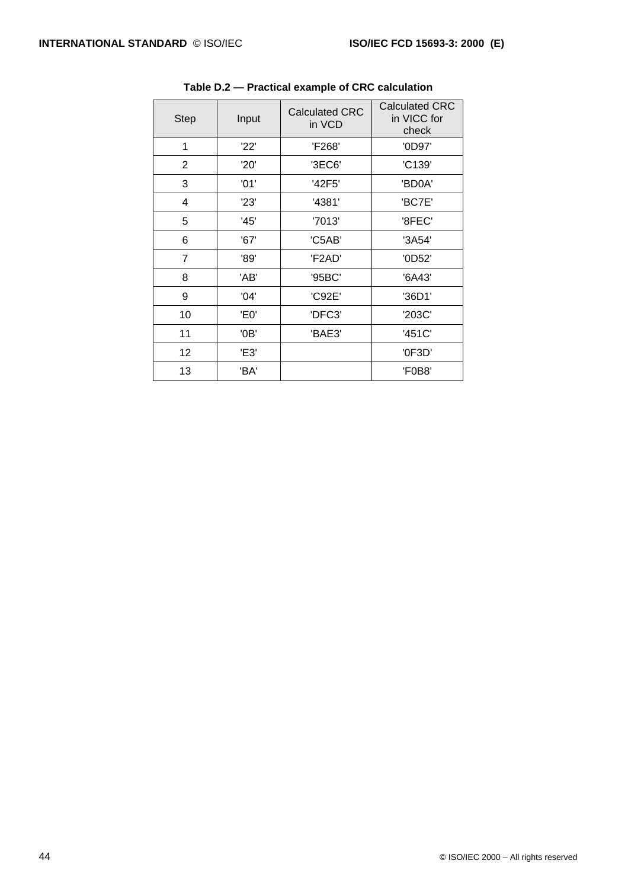**Table D.2 — Practical example of CRC calculation**

| Step | Input | Calculated CRC in VCD | Calculated CRC in VICC for check |
|---|---|---|---|
| 1 | '22' | 'F268' | '0D97' |
| 2 | '20' | '3EC6' | 'C139' |
| 3 | '01' | '42F5' | 'BD0A' |
| 4 | '23' | '4381' | 'BC7E' |
| 5 | '45' | '7013' | '8FEC' |
| 6 | '67' | 'C5AB' | '3A54' |
| 7 | '89' | 'F2AD' | '0D52' |
| 8 | 'AB' | '95BC' | '6A43' |
| 9 | '04' | 'C92E' | '36D1' |
| 10 | 'E0' | 'DFC3' | '203C' |
| 11 | '0B' | 'BAE3' | '451C' |
| 12 | 'E3' | | '0F3D' |
| 13 | 'BA' | | 'F0B8' |